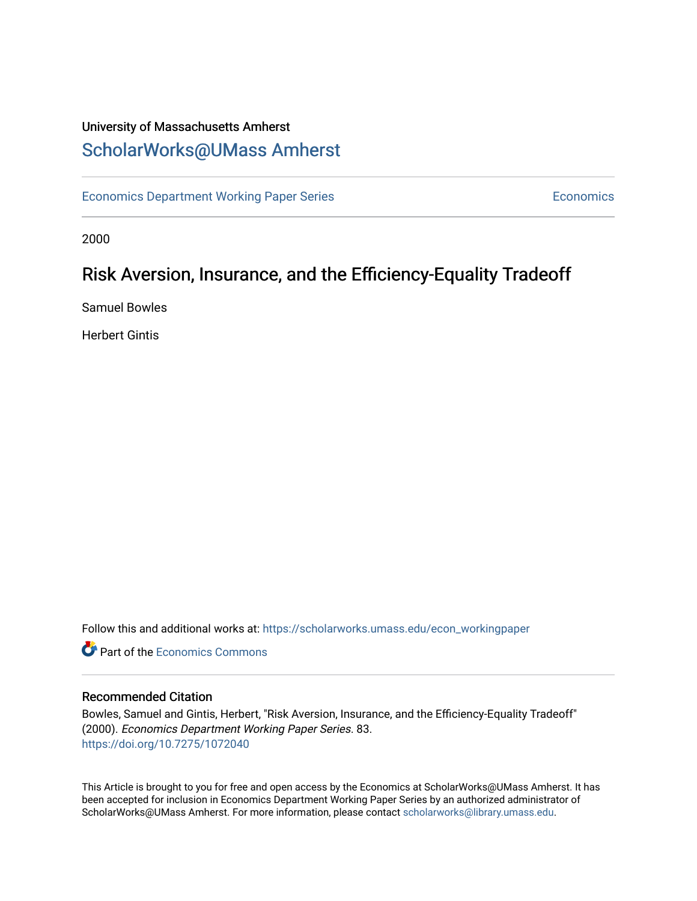University of Massachusetts Amherst

# ScholarWorks@UMass Amherst

Economics Department Working Paper Series | Economics

2000

## Risk Aversion, Insurance, and the Efficiency-Equality Tradeoff

Samuel Bowles

Herbert Gintis

Follow this and additional works at: https://scholarworks.umass.edu/econ_workingpaper

Part of the Economics Commons

### Recommended Citation

Bowles, Samuel and Gintis, Herbert, "Risk Aversion, Insurance, and the Efficiency-Equality Tradeoff" (2000). *Economics Department Working Paper Series*. 83.
https://doi.org/10.7275/1072040

This Article is brought to you for free and open access by the Economics at ScholarWorks@UMass Amherst. It has been accepted for inclusion in Economics Department Working Paper Series by an authorized administrator of ScholarWorks@UMass Amherst. For more information, please contact scholarworks@library.umass.edu.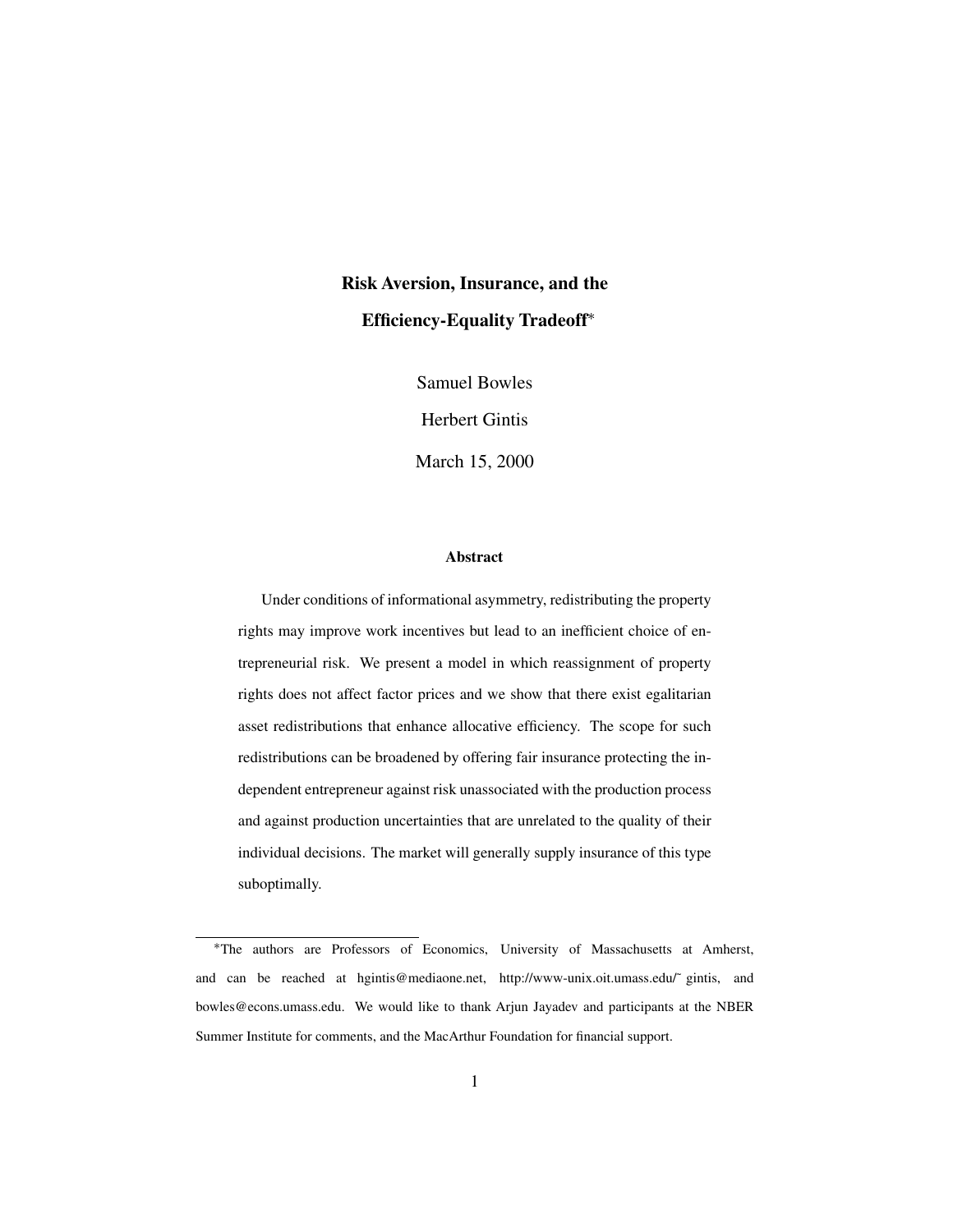# Risk Aversion, Insurance, and the Efficiency-Equality Tradeoff*

Samuel Bowles

Herbert Gintis

March 15, 2000

### Abstract

Under conditions of informational asymmetry, redistributing the property rights may improve work incentives but lead to an inefficient choice of entrepreneurial risk. We present a model in which reassignment of property rights does not affect factor prices and we show that there exist egalitarian asset redistributions that enhance allocative efficiency. The scope for such redistributions can be broadened by offering fair insurance protecting the independent entrepreneur against risk unassociated with the production process and against production uncertainties that are unrelated to the quality of their individual decisions. The market will generally supply insurance of this type suboptimally.

---

*The authors are Professors of Economics, University of Massachusetts at Amherst, and can be reached at hgintis@mediaone.net, http://www-unix.oit.umass.edu/~ gintis, and bowles@econs.umass.edu. We would like to thank Arjun Jayadev and participants at the NBER Summer Institute for comments, and the MacArthur Foundation for financial support.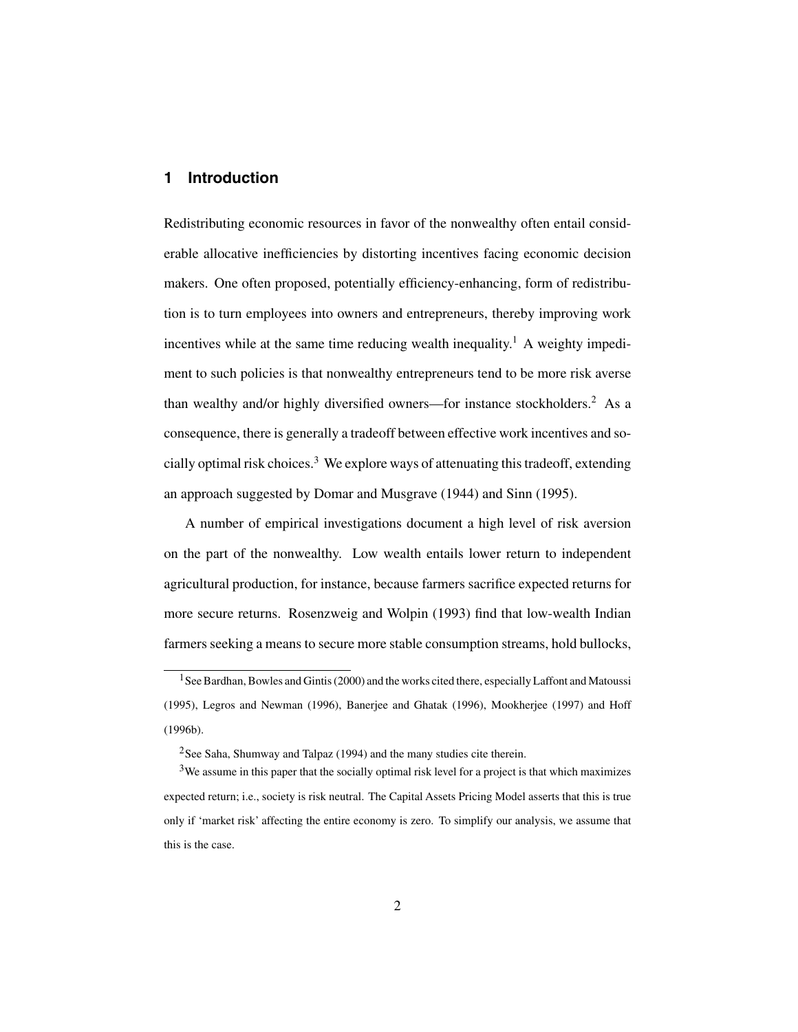## 1 Introduction

Redistributing economic resources in favor of the nonwealthy often entail considerable allocative inefficiencies by distorting incentives facing economic decision makers. One often proposed, potentially efficiency-enhancing, form of redistribution is to turn employees into owners and entrepreneurs, thereby improving work incentives while at the same time reducing wealth inequality.[1] A weighty impediment to such policies is that nonwealthy entrepreneurs tend to be more risk averse than wealthy and/or highly diversified owners—for instance stockholders.[2] As a consequence, there is generally a tradeoff between effective work incentives and socially optimal risk choices.[3] We explore ways of attenuating this tradeoff, extending an approach suggested by Domar and Musgrave (1944) and Sinn (1995).

A number of empirical investigations document a high level of risk aversion on the part of the nonwealthy. Low wealth entails lower return to independent agricultural production, for instance, because farmers sacrifice expected returns for more secure returns. Rosenzweig and Wolpin (1993) find that low-wealth Indian farmers seeking a means to secure more stable consumption streams, hold bullocks,

---

[1] See Bardhan, Bowles and Gintis (2000) and the works cited there, especially Laffont and Matoussi (1995), Legros and Newman (1996), Banerjee and Ghatak (1996), Mookherjee (1997) and Hoff (1996b).

[2] See Saha, Shumway and Talpaz (1994) and the many studies cite therein.

[3] We assume in this paper that the socially optimal risk level for a project is that which maximizes expected return; i.e., society is risk neutral. The Capital Assets Pricing Model asserts that this is true only if 'market risk' affecting the entire economy is zero. To simplify our analysis, we assume that this is the case.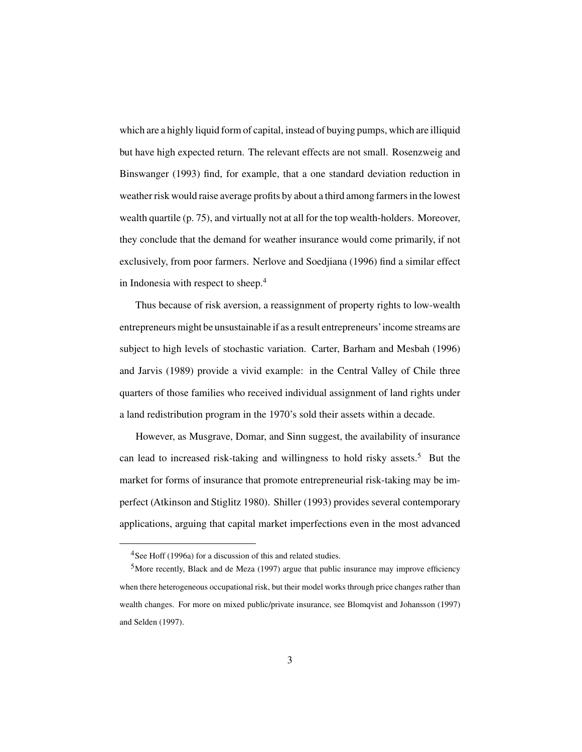which are a highly liquid form of capital, instead of buying pumps, which are illiquid but have high expected return. The relevant effects are not small. Rosenzweig and Binswanger (1993) find, for example, that a one standard deviation reduction in weather risk would raise average profits by about a third among farmers in the lowest wealth quartile (p. 75), and virtually not at all for the top wealth-holders. Moreover, they conclude that the demand for weather insurance would come primarily, if not exclusively, from poor farmers. Nerlove and Soedjiana (1996) find a similar effect in Indonesia with respect to sheep.[4]

Thus because of risk aversion, a reassignment of property rights to low-wealth entrepreneurs might be unsustainable if as a result entrepreneurs' income streams are subject to high levels of stochastic variation. Carter, Barham and Mesbah (1996) and Jarvis (1989) provide a vivid example: in the Central Valley of Chile three quarters of those families who received individual assignment of land rights under a land redistribution program in the 1970's sold their assets within a decade.

However, as Musgrave, Domar, and Sinn suggest, the availability of insurance can lead to increased risk-taking and willingness to hold risky assets.[5] But the market for forms of insurance that promote entrepreneurial risk-taking may be imperfect (Atkinson and Stiglitz 1980). Shiller (1993) provides several contemporary applications, arguing that capital market imperfections even in the most advanced

---

[4] See Hoff (1996a) for a discussion of this and related studies.

[5] More recently, Black and de Meza (1997) argue that public insurance may improve efficiency when there heterogeneous occupational risk, but their model works through price changes rather than wealth changes. For more on mixed public/private insurance, see Blomqvist and Johansson (1997) and Selden (1997).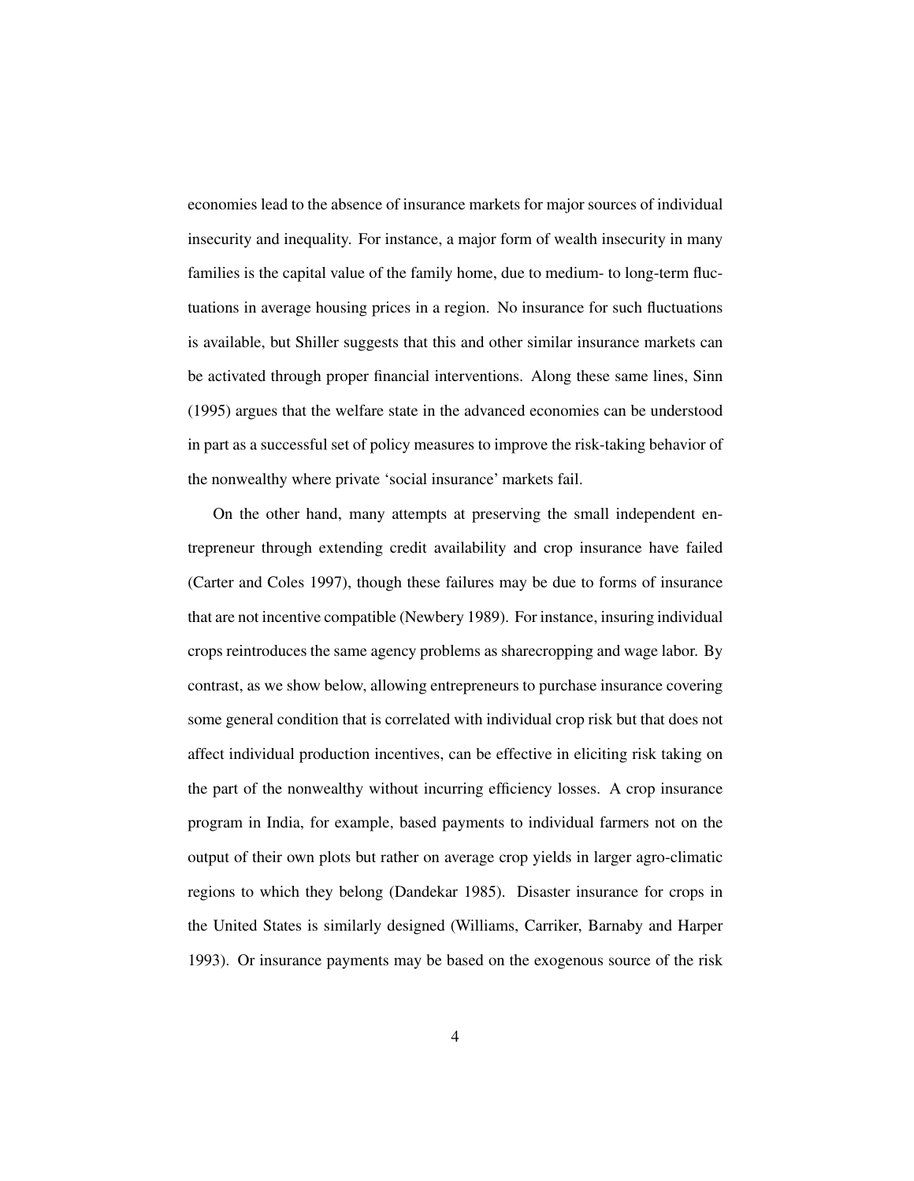economies lead to the absence of insurance markets for major sources of individual insecurity and inequality. For instance, a major form of wealth insecurity in many families is the capital value of the family home, due to medium- to long-term fluctuations in average housing prices in a region. No insurance for such fluctuations is available, but Shiller suggests that this and other similar insurance markets can be activated through proper financial interventions. Along these same lines, Sinn (1995) argues that the welfare state in the advanced economies can be understood in part as a successful set of policy measures to improve the risk-taking behavior of the nonwealthy where private 'social insurance' markets fail.

On the other hand, many attempts at preserving the small independent entrepreneur through extending credit availability and crop insurance have failed (Carter and Coles 1997), though these failures may be due to forms of insurance that are not incentive compatible (Newbery 1989). For instance, insuring individual crops reintroduces the same agency problems as sharecropping and wage labor. By contrast, as we show below, allowing entrepreneurs to purchase insurance covering some general condition that is correlated with individual crop risk but that does not affect individual production incentives, can be effective in eliciting risk taking on the part of the nonwealthy without incurring efficiency losses. A crop insurance program in India, for example, based payments to individual farmers not on the output of their own plots but rather on average crop yields in larger agro-climatic regions to which they belong (Dandekar 1985). Disaster insurance for crops in the United States is similarly designed (Williams, Carriker, Barnaby and Harper 1993). Or insurance payments may be based on the exogenous source of the risk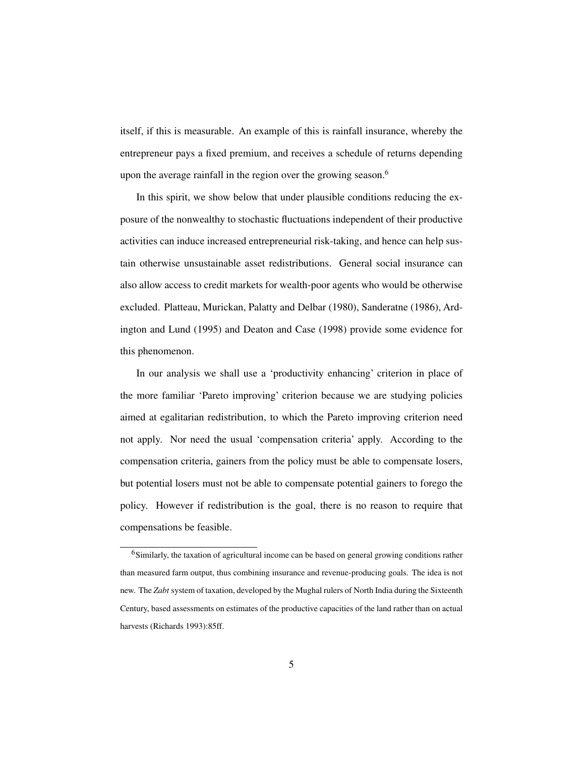itself, if this is measurable. An example of this is rainfall insurance, whereby the entrepreneur pays a fixed premium, and receives a schedule of returns depending upon the average rainfall in the region over the growing season.[6]

In this spirit, we show below that under plausible conditions reducing the exposure of the nonwealthy to stochastic fluctuations independent of their productive activities can induce increased entrepreneurial risk-taking, and hence can help sustain otherwise unsustainable asset redistributions. General social insurance can also allow access to credit markets for wealth-poor agents who would be otherwise excluded. Platteau, Murickan, Palatty and Delbar (1980), Sanderatne (1986), Ardington and Lund (1995) and Deaton and Case (1998) provide some evidence for this phenomenon.

In our analysis we shall use a 'productivity enhancing' criterion in place of the more familiar 'Pareto improving' criterion because we are studying policies aimed at egalitarian redistribution, to which the Pareto improving criterion need not apply. Nor need the usual 'compensation criteria' apply. According to the compensation criteria, gainers from the policy must be able to compensate losers, but potential losers must not be able to compensate potential gainers to forego the policy. However if redistribution is the goal, there is no reason to require that compensations be feasible.

[6] Similarly, the taxation of agricultural income can be based on general growing conditions rather than measured farm output, thus combining insurance and revenue-producing goals. The idea is not new. The *Zabt* system of taxation, developed by the Mughal rulers of North India during the Sixteenth Century, based assessments on estimates of the productive capacities of the land rather than on actual harvests (Richards 1993):85ff.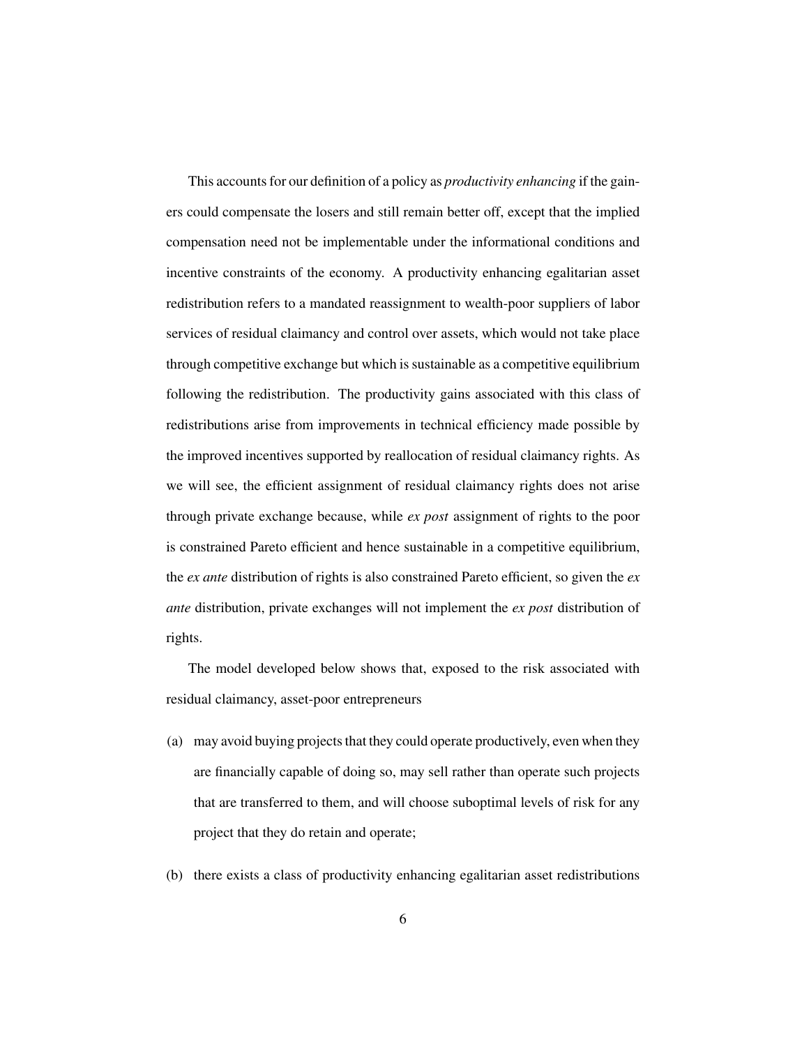This accounts for our definition of a policy as *productivity enhancing* if the gainers could compensate the losers and still remain better off, except that the implied compensation need not be implementable under the informational conditions and incentive constraints of the economy. A productivity enhancing egalitarian asset redistribution refers to a mandated reassignment to wealth-poor suppliers of labor services of residual claimancy and control over assets, which would not take place through competitive exchange but which is sustainable as a competitive equilibrium following the redistribution. The productivity gains associated with this class of redistributions arise from improvements in technical efficiency made possible by the improved incentives supported by reallocation of residual claimancy rights. As we will see, the efficient assignment of residual claimancy rights does not arise through private exchange because, while *ex post* assignment of rights to the poor is constrained Pareto efficient and hence sustainable in a competitive equilibrium, the *ex ante* distribution of rights is also constrained Pareto efficient, so given the *ex ante* distribution, private exchanges will not implement the *ex post* distribution of rights.

The model developed below shows that, exposed to the risk associated with residual claimancy, asset-poor entrepreneurs

(a) may avoid buying projects that they could operate productively, even when they are financially capable of doing so, may sell rather than operate such projects that are transferred to them, and will choose suboptimal levels of risk for any project that they do retain and operate;

(b) there exists a class of productivity enhancing egalitarian asset redistributions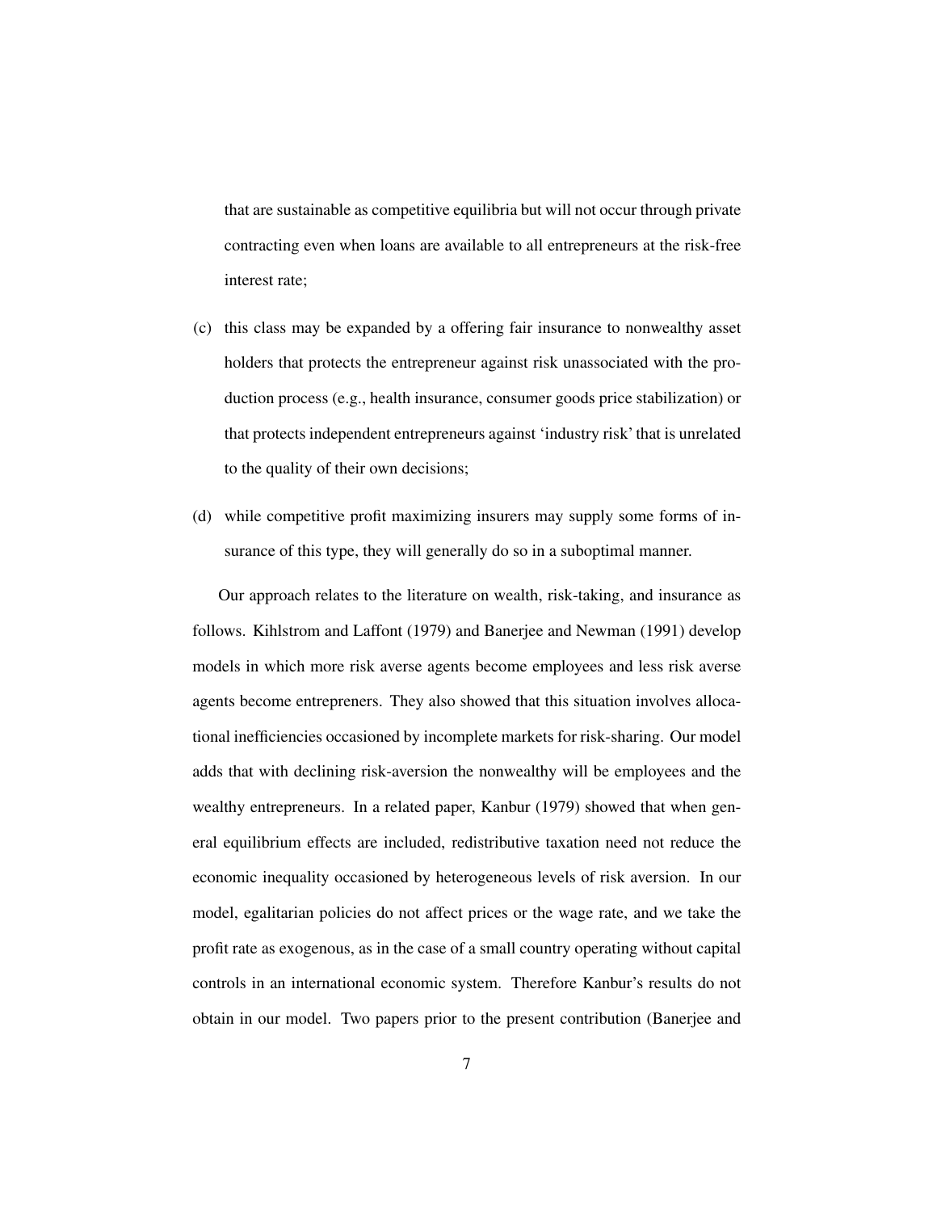that are sustainable as competitive equilibria but will not occur through private contracting even when loans are available to all entrepreneurs at the risk-free interest rate;

(c) this class may be expanded by a offering fair insurance to nonwealthy asset holders that protects the entrepreneur against risk unassociated with the production process (e.g., health insurance, consumer goods price stabilization) or that protects independent entrepreneurs against 'industry risk' that is unrelated to the quality of their own decisions;

(d) while competitive profit maximizing insurers may supply some forms of insurance of this type, they will generally do so in a suboptimal manner.

Our approach relates to the literature on wealth, risk-taking, and insurance as follows. Kihlstrom and Laffont (1979) and Banerjee and Newman (1991) develop models in which more risk averse agents become employees and less risk averse agents become entrepreners. They also showed that this situation involves allocational inefficiencies occasioned by incomplete markets for risk-sharing. Our model adds that with declining risk-aversion the nonwealthy will be employees and the wealthy entrepreneurs. In a related paper, Kanbur (1979) showed that when general equilibrium effects are included, redistributive taxation need not reduce the economic inequality occasioned by heterogeneous levels of risk aversion. In our model, egalitarian policies do not affect prices or the wage rate, and we take the profit rate as exogenous, as in the case of a small country operating without capital controls in an international economic system. Therefore Kanbur's results do not obtain in our model. Two papers prior to the present contribution (Banerjee and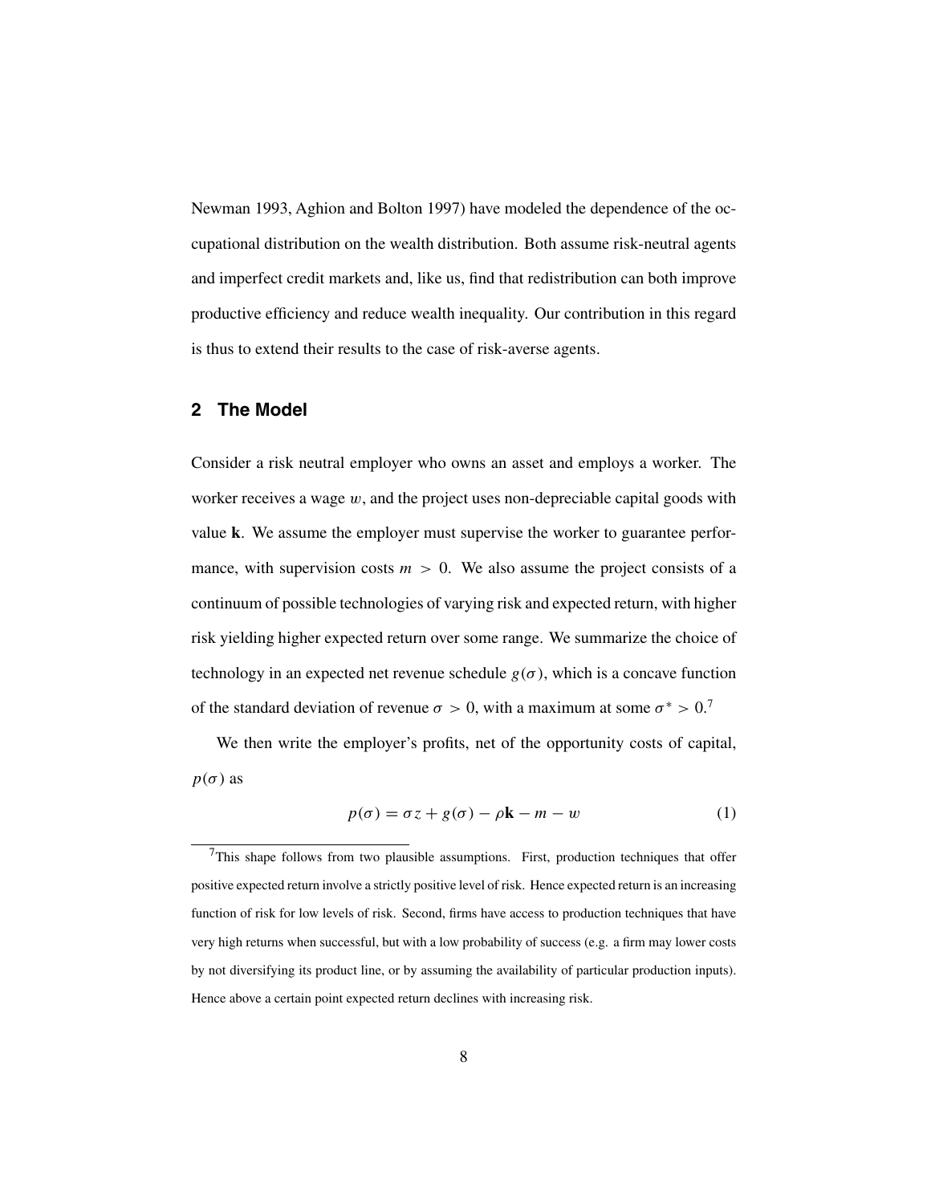Newman 1993, Aghion and Bolton 1997) have modeled the dependence of the occupational distribution on the wealth distribution. Both assume risk-neutral agents and imperfect credit markets and, like us, find that redistribution can both improve productive efficiency and reduce wealth inequality. Our contribution in this regard is thus to extend their results to the case of risk-averse agents.

## 2 The Model

Consider a risk neutral employer who owns an asset and employs a worker. The worker receives a wage $w$, and the project uses non-depreciable capital goods with value $\mathbf{k}$. We assume the employer must supervise the worker to guarantee performance, with supervision costs $m > 0$. We also assume the project consists of a continuum of possible technologies of varying risk and expected return, with higher risk yielding higher expected return over some range. We summarize the choice of technology in an expected net revenue schedule $g(\sigma)$, which is a concave function of the standard deviation of revenue $\sigma > 0$, with a maximum at some $\sigma^* > 0$.[7]

We then write the employer's profits, net of the opportunity costs of capital, $p(\sigma)$ as

$$p(\sigma) = \sigma z + g(\sigma) - \rho\mathbf{k} - m - w \tag{1}$$

[7] This shape follows from two plausible assumptions. First, production techniques that offer positive expected return involve a strictly positive level of risk. Hence expected return is an increasing function of risk for low levels of risk. Second, firms have access to production techniques that have very high returns when successful, but with a low probability of success (e.g. a firm may lower costs by not diversifying its product line, or by assuming the availability of particular production inputs). Hence above a certain point expected return declines with increasing risk.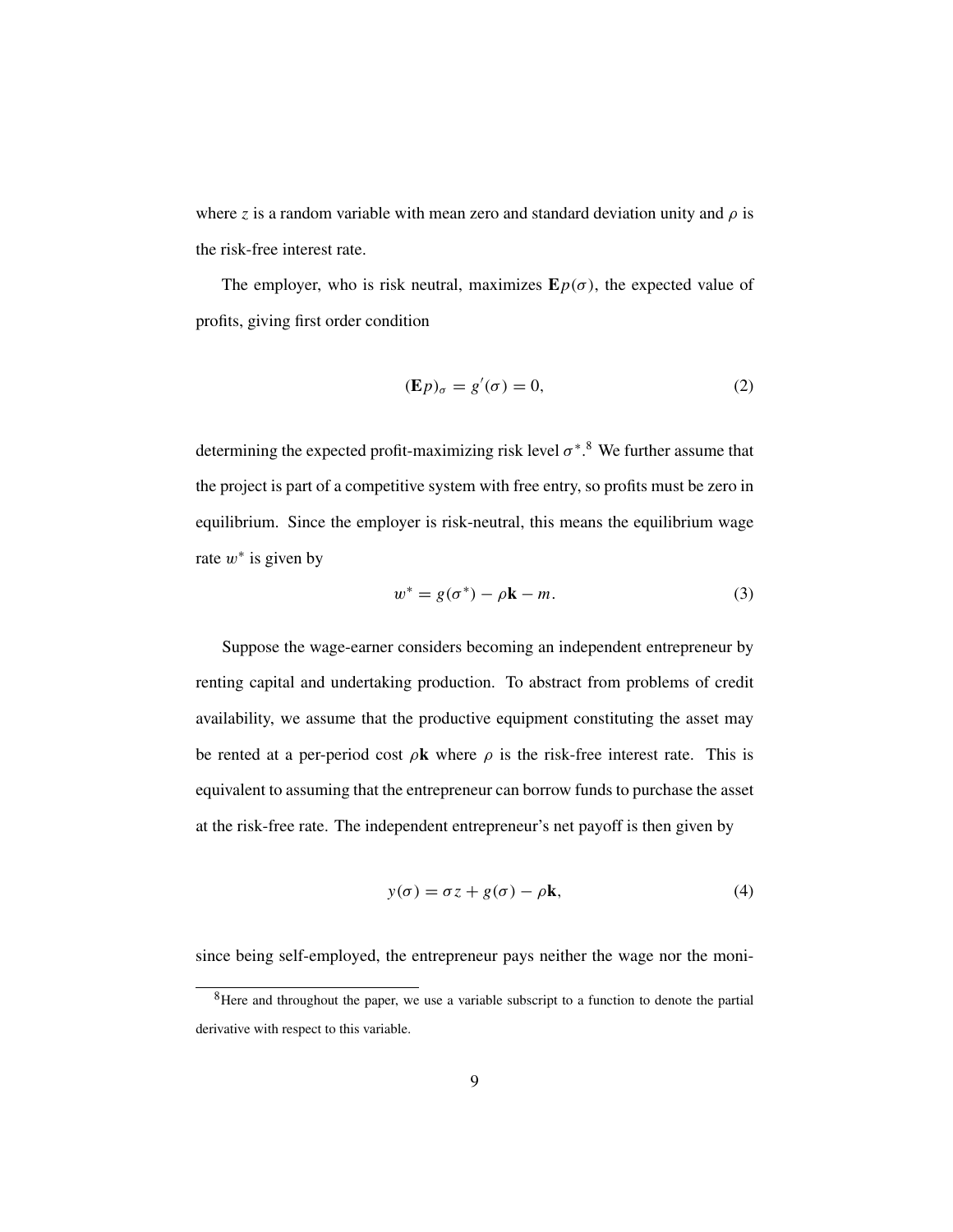where $z$ is a random variable with mean zero and standard deviation unity and $\rho$ is the risk-free interest rate.

The employer, who is risk neutral, maximizes $\mathbf{E}p(\sigma)$, the expected value of profits, giving first order condition

$$(\mathbf{E}p)_\sigma = g'(\sigma) = 0, \tag{2}$$

determining the expected profit-maximizing risk level $\sigma^*$.[8] We further assume that the project is part of a competitive system with free entry, so profits must be zero in equilibrium. Since the employer is risk-neutral, this means the equilibrium wage rate $w^*$ is given by

$$w^* = g(\sigma^*) - \rho\mathbf{k} - m. \tag{3}$$

Suppose the wage-earner considers becoming an independent entrepreneur by renting capital and undertaking production. To abstract from problems of credit availability, we assume that the productive equipment constituting the asset may be rented at a per-period cost $\rho\mathbf{k}$ where $\rho$ is the risk-free interest rate. This is equivalent to assuming that the entrepreneur can borrow funds to purchase the asset at the risk-free rate. The independent entrepreneur's net payoff is then given by

$$y(\sigma) = \sigma z + g(\sigma) - \rho\mathbf{k}, \tag{4}$$

since being self-employed, the entrepreneur pays neither the wage nor the moni-

[8] Here and throughout the paper, we use a variable subscript to a function to denote the partial derivative with respect to this variable.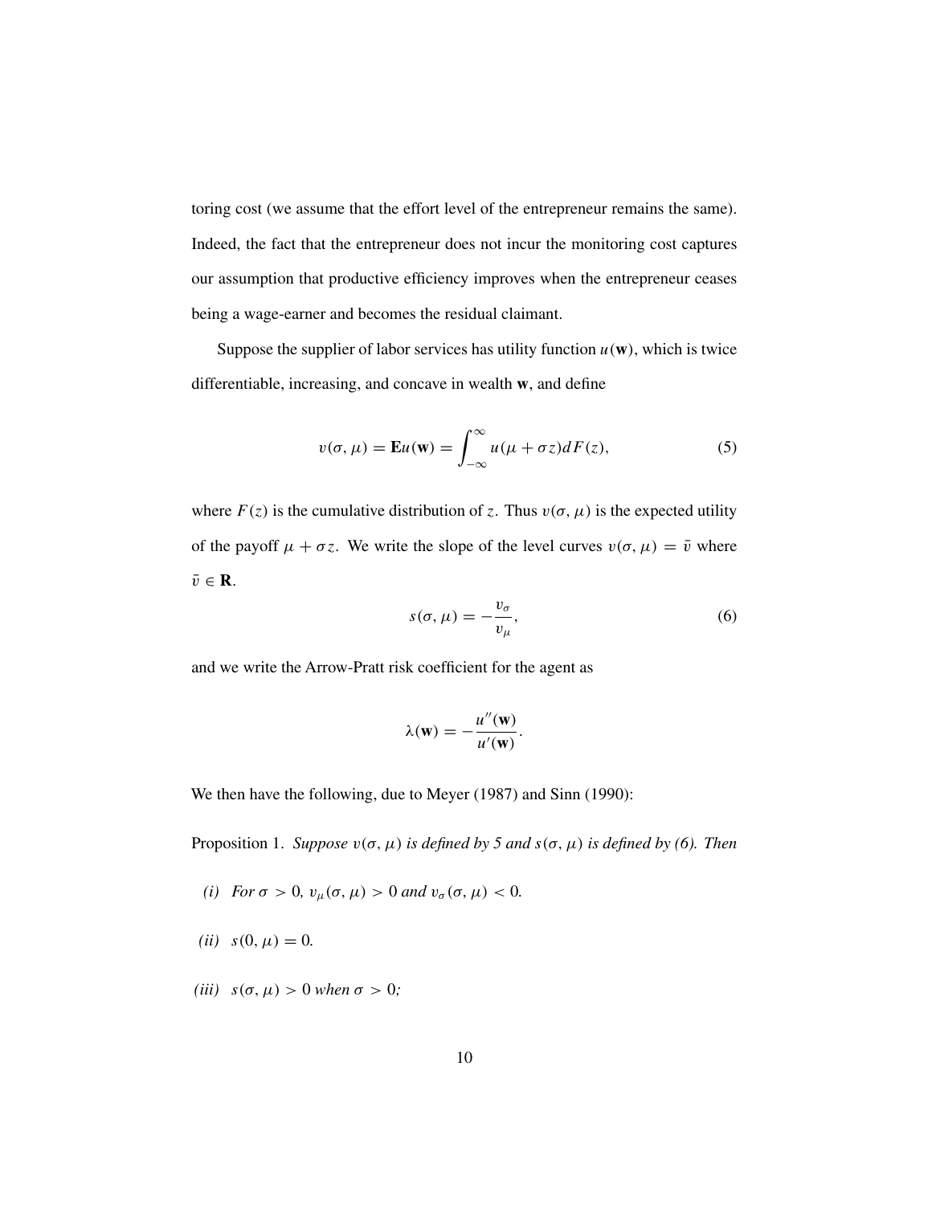toring cost (we assume that the effort level of the entrepreneur remains the same). Indeed, the fact that the entrepreneur does not incur the monitoring cost captures our assumption that productive efficiency improves when the entrepreneur ceases being a wage-earner and becomes the residual claimant.

Suppose the supplier of labor services has utility function $u(\mathbf{w})$, which is twice differentiable, increasing, and concave in wealth $\mathbf{w}$, and define

$$v(\sigma, \mu) = \mathbf{E}u(\mathbf{w}) = \int_{-\infty}^{\infty} u(\mu + \sigma z) dF(z), \tag{5}$$

where $F(z)$ is the cumulative distribution of $z$. Thus $v(\sigma, \mu)$ is the expected utility of the payoff $\mu + \sigma z$. We write the slope of the level curves $v(\sigma, \mu) = \bar{v}$ where $\bar{v} \in \mathbf{R}$.

$$s(\sigma, \mu) = -\frac{v_\sigma}{v_\mu}, \tag{6}$$

and we write the Arrow-Pratt risk coefficient for the agent as

$$\lambda(\mathbf{w}) = -\frac{u''(\mathbf{w})}{u'(\mathbf{w})}.$$

We then have the following, due to Meyer (1987) and Sinn (1990):

Proposition 1. *Suppose $v(\sigma, \mu)$ is defined by 5 and $s(\sigma, \mu)$ is defined by (6). Then*

*(i) For $\sigma > 0$, $v_\mu(\sigma, \mu) > 0$ and $v_\sigma(\sigma, \mu) < 0$.*

*(ii) $s(0, \mu) = 0$.*

*(iii) $s(\sigma, \mu) > 0$ when $\sigma > 0$;*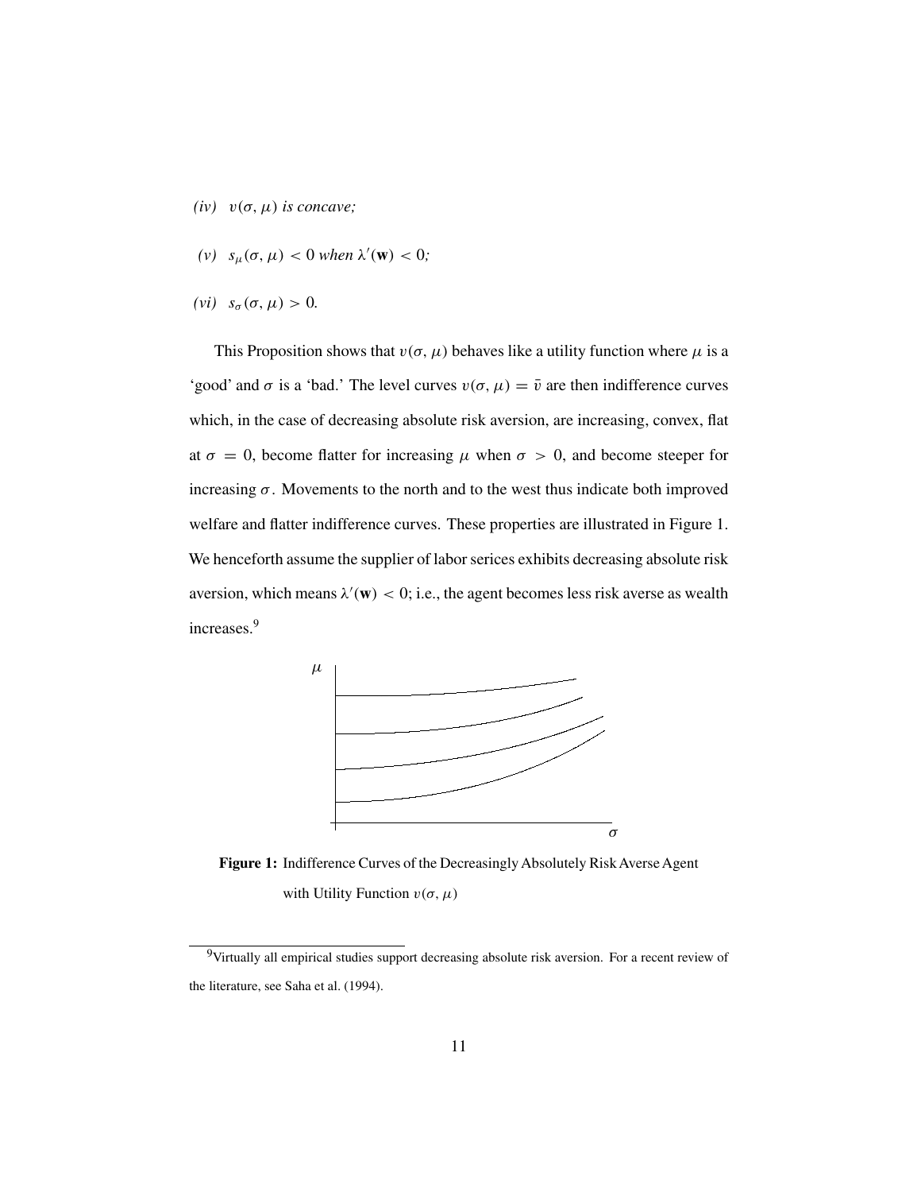*(iv)* $v(\sigma, \mu)$ *is concave;*

*(v)* $s_\mu(\sigma, \mu) < 0$ *when* $\lambda'(\mathbf{w}) < 0$*;*

*(vi)* $s_\sigma(\sigma, \mu) > 0$*.*

This Proposition shows that $v(\sigma, \mu)$ behaves like a utility function where $\mu$ is a 'good' and $\sigma$ is a 'bad.' The level curves $v(\sigma, \mu) = \bar{v}$ are then indifference curves which, in the case of decreasing absolute risk aversion, are increasing, convex, flat at $\sigma = 0$, become flatter for increasing $\mu$ when $\sigma > 0$, and become steeper for increasing $\sigma$. Movements to the north and to the west thus indicate both improved welfare and flatter indifference curves. These properties are illustrated in Figure 1. We henceforth assume the supplier of labor serices exhibits decreasing absolute risk aversion, which means $\lambda'(\mathbf{w}) < 0$; i.e., the agent becomes less risk averse as wealth increases.[9]

$\mu$

$\sigma$

**Figure 1:** Indifference Curves of the Decreasingly Absolutely Risk Averse Agent with Utility Function $v(\sigma, \mu)$

[9]Virtually all empirical studies support decreasing absolute risk aversion. For a recent review of the literature, see Saha et al. (1994).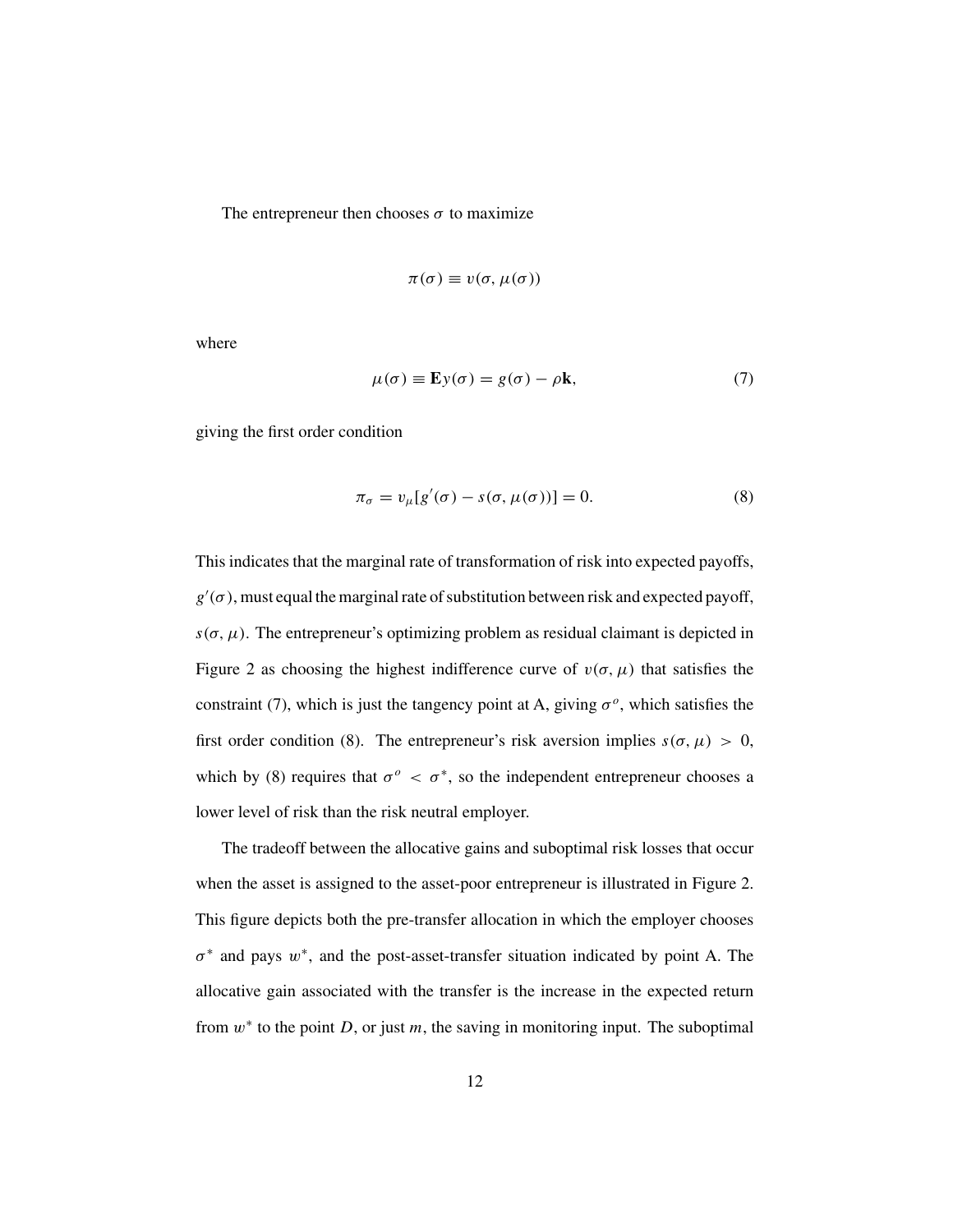The entrepreneur then chooses $\sigma$ to maximize

$$\pi(\sigma) \equiv v(\sigma, \mu(\sigma))$$

where

$$\mu(\sigma) \equiv \mathbf{E}y(\sigma) = g(\sigma) - \rho\mathbf{k}, \tag{7}$$

giving the first order condition

$$\pi_\sigma = v_\mu[g'(\sigma) - s(\sigma, \mu(\sigma))] = 0. \tag{8}$$

This indicates that the marginal rate of transformation of risk into expected payoffs, $g'(\sigma)$, must equal the marginal rate of substitution between risk and expected payoff, $s(\sigma, \mu)$. The entrepreneur's optimizing problem as residual claimant is depicted in Figure 2 as choosing the highest indifference curve of $v(\sigma, \mu)$ that satisfies the constraint (7), which is just the tangency point at A, giving $\sigma^o$, which satisfies the first order condition (8). The entrepreneur's risk aversion implies $s(\sigma, \mu) > 0$, which by (8) requires that $\sigma^o < \sigma^*$, so the independent entrepreneur chooses a lower level of risk than the risk neutral employer.

The tradeoff between the allocative gains and suboptimal risk losses that occur when the asset is assigned to the asset-poor entrepreneur is illustrated in Figure 2. This figure depicts both the pre-transfer allocation in which the employer chooses $\sigma^*$ and pays $w^*$, and the post-asset-transfer situation indicated by point A. The allocative gain associated with the transfer is the increase in the expected return from $w^*$ to the point $D$, or just $m$, the saving in monitoring input. The suboptimal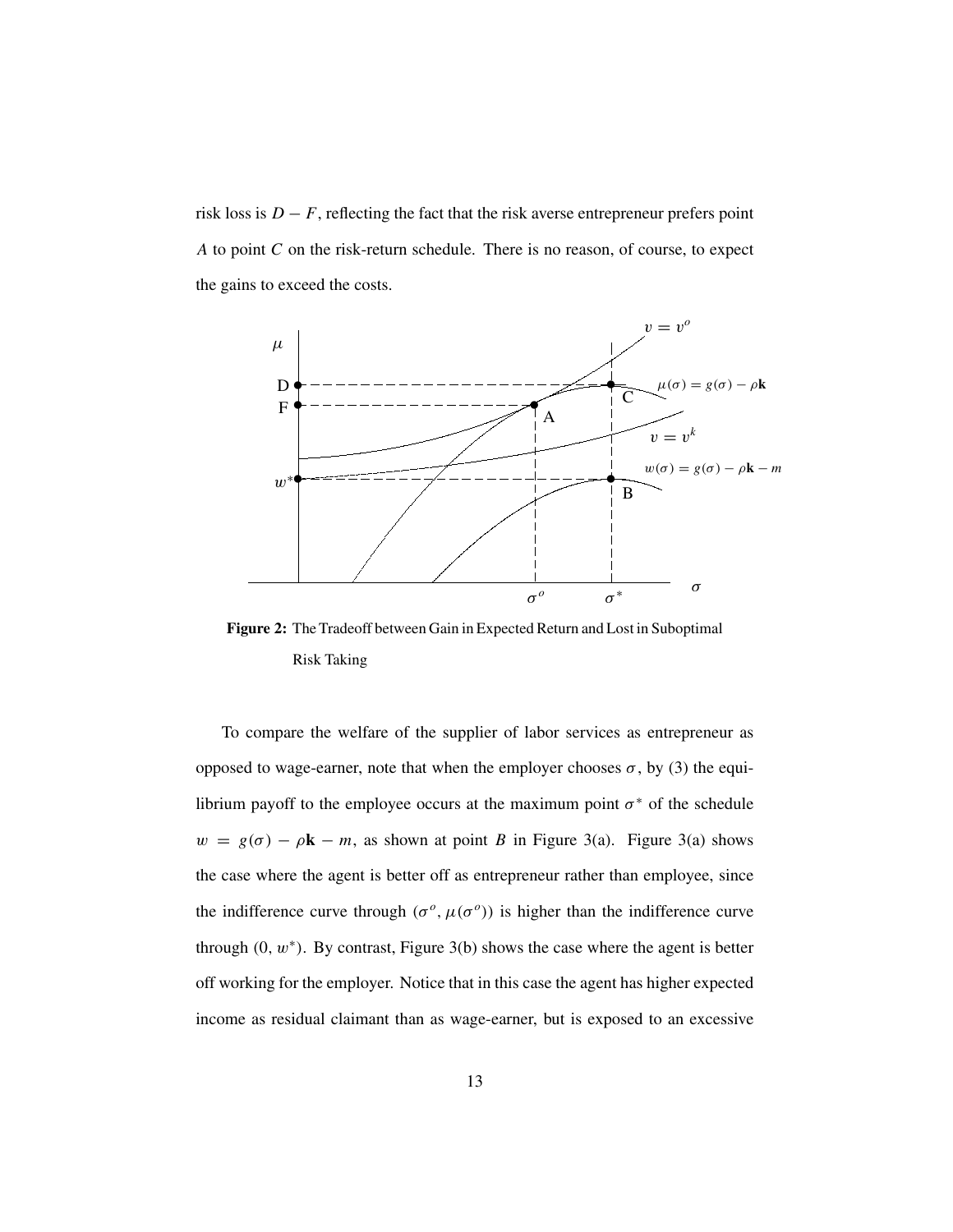risk loss is $D - F$, reflecting the fact that the risk averse entrepreneur prefers point $A$ to point $C$ on the risk-return schedule. There is no reason, of course, to expect the gains to exceed the costs.

$v = v^o$

$\mu$

D

F

$\mu(\sigma) = g(\sigma) - \rho\mathbf{k}$

C

A

$v = v^k$

$w(\sigma) = g(\sigma) - \rho\mathbf{k} - m$

$w^*$

B

$\sigma^o$

$\sigma^*$

$\sigma$

**Figure 2:** The Tradeoff between Gain in Expected Return and Lost in Suboptimal Risk Taking

To compare the welfare of the supplier of labor services as entrepreneur as opposed to wage-earner, note that when the employer chooses $\sigma$, by (3) the equilibrium payoff to the employee occurs at the maximum point $\sigma^*$ of the schedule $w = g(\sigma) - \rho\mathbf{k} - m$, as shown at point $B$ in Figure 3(a). Figure 3(a) shows the case where the agent is better off as entrepreneur rather than employee, since the indifference curve through $(\sigma^o, \mu(\sigma^o))$ is higher than the indifference curve through $(0, w^*)$. By contrast, Figure 3(b) shows the case where the agent is better off working for the employer. Notice that in this case the agent has higher expected income as residual claimant than as wage-earner, but is exposed to an excessive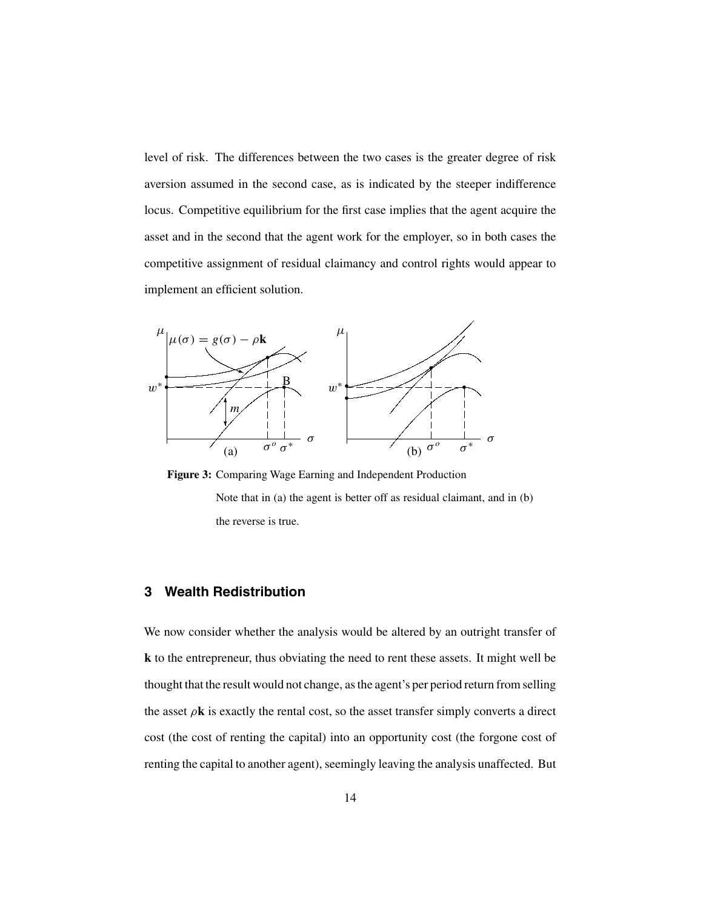level of risk. The differences between the two cases is the greater degree of risk aversion assumed in the second case, as is indicated by the steeper indifference locus. Competitive equilibrium for the first case implies that the agent acquire the asset and in the second that the agent work for the employer, so in both cases the competitive assignment of residual claimancy and control rights would appear to implement an efficient solution.

$\mu$

$\mu(\sigma) = g(\sigma) - \rho\mathbf{k}$

$w^*$

B

$m$

$\sigma$

(a) $\sigma^o$ $\sigma^*$

$\mu$

$w^*$

$\sigma$

(b) $\sigma^o$ $\sigma^*$

**Figure 3:** Comparing Wage Earning and Independent Production

Note that in (a) the agent is better off as residual claimant, and in (b) the reverse is true.

## 3 Wealth Redistribution

We now consider whether the analysis would be altered by an outright transfer of $\mathbf{k}$ to the entrepreneur, thus obviating the need to rent these assets. It might well be thought that the result would not change, as the agent's per period return from selling the asset $\rho\mathbf{k}$ is exactly the rental cost, so the asset transfer simply converts a direct cost (the cost of renting the capital) into an opportunity cost (the forgone cost of renting the capital to another agent), seemingly leaving the analysis unaffected. But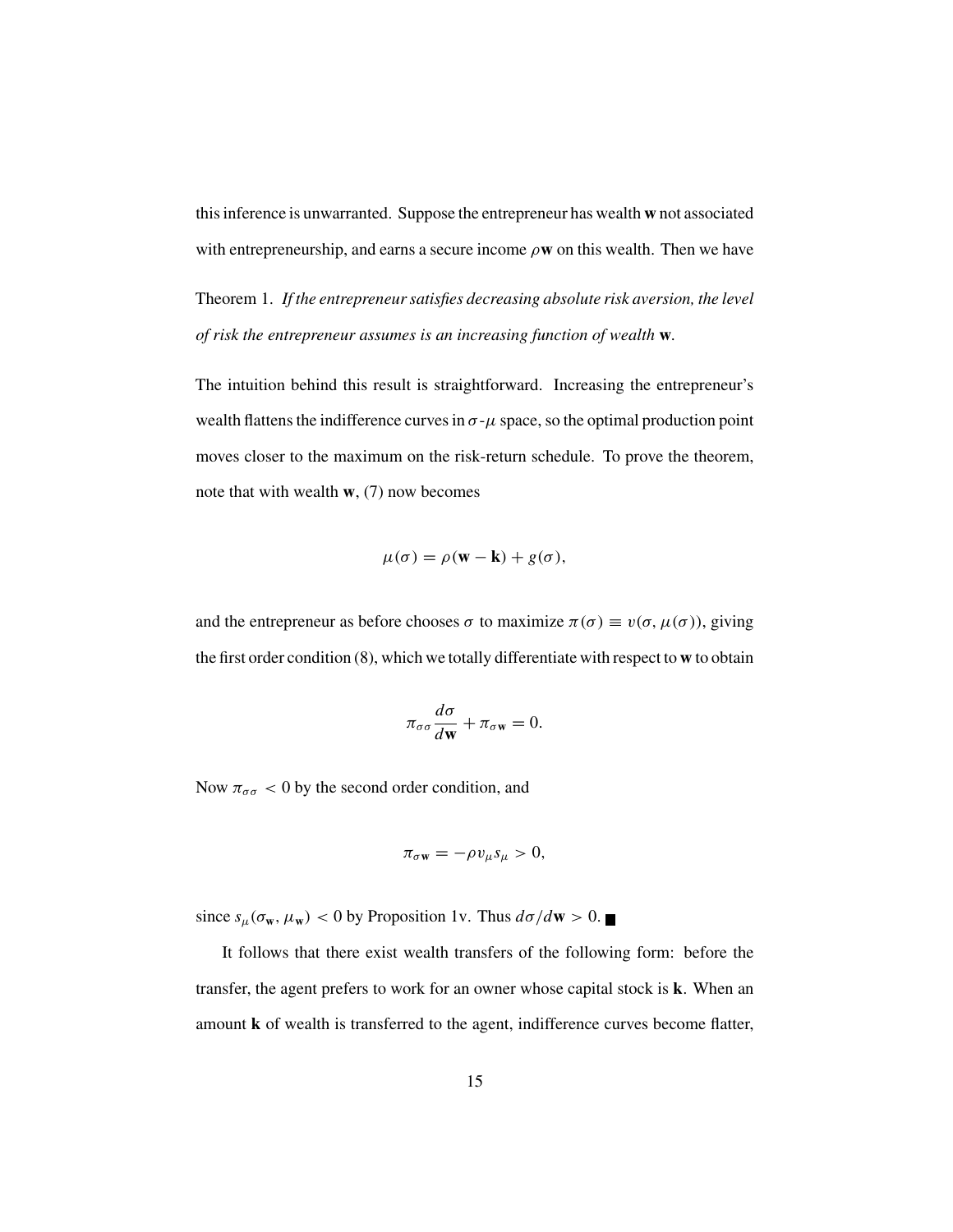this inference is unwarranted. Suppose the entrepreneur has wealth $\mathbf{w}$ not associated with entrepreneurship, and earns a secure income $\rho\mathbf{w}$ on this wealth. Then we have

Theorem 1. *If the entrepreneur satisfies decreasing absolute risk aversion, the level of risk the entrepreneur assumes is an increasing function of wealth* $\mathbf{w}$.

The intuition behind this result is straightforward. Increasing the entrepreneur's wealth flattens the indifference curves in $\sigma$-$\mu$ space, so the optimal production point moves closer to the maximum on the risk-return schedule. To prove the theorem, note that with wealth $\mathbf{w}$, (7) now becomes

$$\mu(\sigma) = \rho(\mathbf{w} - \mathbf{k}) + g(\sigma),$$

and the entrepreneur as before chooses $\sigma$ to maximize $\pi(\sigma) \equiv v(\sigma, \mu(\sigma))$, giving the first order condition (8), which we totally differentiate with respect to $\mathbf{w}$ to obtain

$$\pi_{\sigma\sigma}\frac{d\sigma}{d\mathbf{w}} + \pi_{\sigma\mathbf{w}} = 0.$$

Now $\pi_{\sigma\sigma} < 0$ by the second order condition, and

$$\pi_{\sigma\mathbf{w}} = -\rho v_{\mu} s_{\mu} > 0,$$

since $s_{\mu}(\sigma_{\mathbf{w}}, \mu_{\mathbf{w}}) < 0$ by Proposition 1v. Thus $d\sigma/d\mathbf{w} > 0$. ■

It follows that there exist wealth transfers of the following form: before the transfer, the agent prefers to work for an owner whose capital stock is $\mathbf{k}$. When an amount $\mathbf{k}$ of wealth is transferred to the agent, indifference curves become flatter,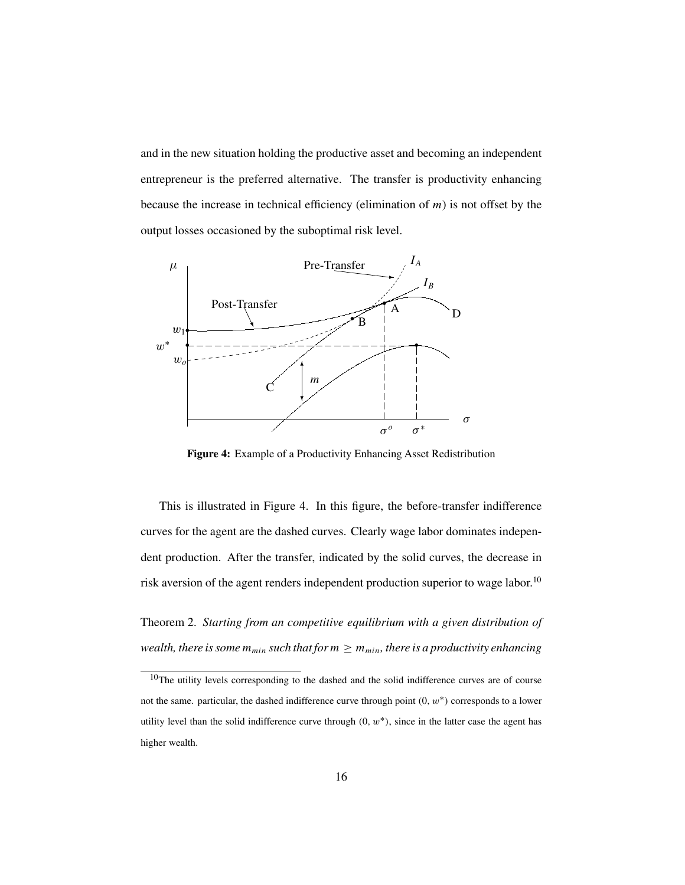and in the new situation holding the productive asset and becoming an independent entrepreneur is the preferred alternative. The transfer is productivity enhancing because the increase in technical efficiency (elimination of $m$) is not offset by the output losses occasioned by the suboptimal risk level.

$\mu$

Pre-Transfer

$I_A$

$I_B$

Post-Transfer

A

D

B

$w_1$

$w^*$

$w_o$

$m$

C

$\sigma$

$\sigma^o$

$\sigma^*$

**Figure 4:** Example of a Productivity Enhancing Asset Redistribution

This is illustrated in Figure 4. In this figure, the before-transfer indifference curves for the agent are the dashed curves. Clearly wage labor dominates independent production. After the transfer, indicated by the solid curves, the decrease in risk aversion of the agent renders independent production superior to wage labor.[10]

Theorem 2. *Starting from an competitive equilibrium with a given distribution of wealth, there is some $m_{min}$ such that for $m \geq m_{min}$, there is a productivity enhancing*

[10] The utility levels corresponding to the dashed and the solid indifference curves are of course not the same. particular, the dashed indifference curve through point $(0, w^*)$ corresponds to a lower utility level than the solid indifference curve through $(0, w^*)$, since in the latter case the agent has higher wealth.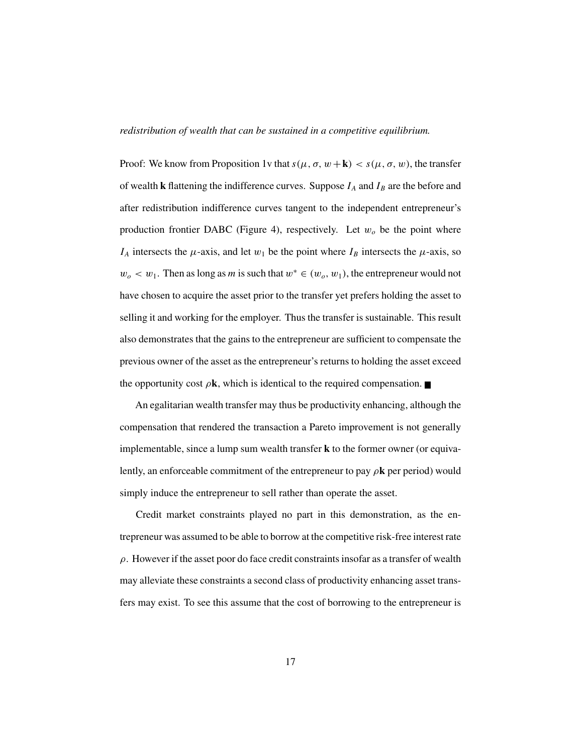*redistribution of wealth that can be sustained in a competitive equilibrium.*

Proof: We know from Proposition 1v that $s(\mu, \sigma, w + \mathbf{k}) < s(\mu, \sigma, w)$, the transfer of wealth $\mathbf{k}$ flattening the indifference curves. Suppose $I_A$ and $I_B$ are the before and after redistribution indifference curves tangent to the independent entrepreneur's production frontier DABC (Figure 4), respectively. Let $w_o$ be the point where $I_A$ intersects the $\mu$-axis, and let $w_1$ be the point where $I_B$ intersects the $\mu$-axis, so $w_o < w_1$. Then as long as $m$ is such that $w^* \in (w_o, w_1)$, the entrepreneur would not have chosen to acquire the asset prior to the transfer yet prefers holding the asset to selling it and working for the employer. Thus the transfer is sustainable. This result also demonstrates that the gains to the entrepreneur are sufficient to compensate the previous owner of the asset as the entrepreneur's returns to holding the asset exceed the opportunity cost $\rho\mathbf{k}$, which is identical to the required compensation. ■

An egalitarian wealth transfer may thus be productivity enhancing, although the compensation that rendered the transaction a Pareto improvement is not generally implementable, since a lump sum wealth transfer $\mathbf{k}$ to the former owner (or equivalently, an enforceable commitment of the entrepreneur to pay $\rho\mathbf{k}$ per period) would simply induce the entrepreneur to sell rather than operate the asset.

Credit market constraints played no part in this demonstration, as the entrepreneur was assumed to be able to borrow at the competitive risk-free interest rate $\rho$. However if the asset poor do face credit constraints insofar as a transfer of wealth may alleviate these constraints a second class of productivity enhancing asset transfers may exist. To see this assume that the cost of borrowing to the entrepreneur is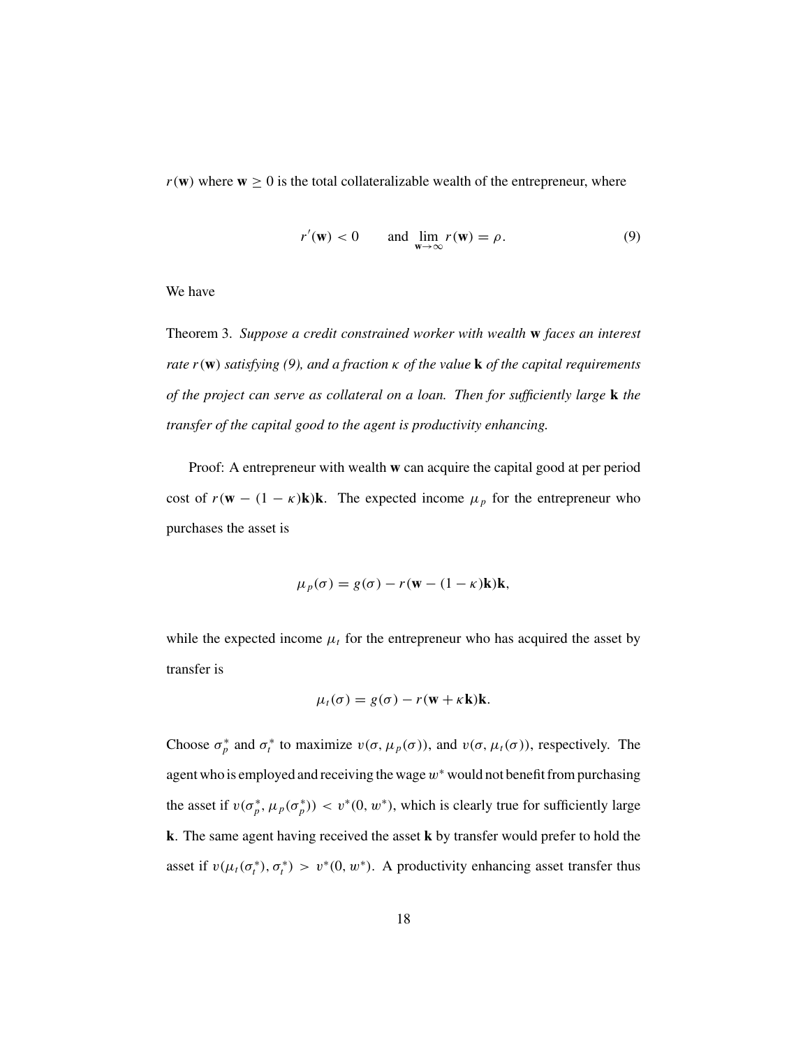$r(\mathbf{w})$ where $\mathbf{w} \geq 0$ is the total collateralizable wealth of the entrepreneur, where

$$r'(\mathbf{w}) < 0 \qquad \text{and} \lim_{\mathbf{w}\to\infty} r(\mathbf{w}) = \rho. \tag{9}$$

We have

Theorem 3. *Suppose a credit constrained worker with wealth* $\mathbf{w}$ *faces an interest rate* $r(\mathbf{w})$ *satisfying (9), and a fraction* $\kappa$ *of the value* $\mathbf{k}$ *of the capital requirements of the project can serve as collateral on a loan. Then for sufficiently large* $\mathbf{k}$ *the transfer of the capital good to the agent is productivity enhancing.*

Proof: A entrepreneur with wealth $\mathbf{w}$ can acquire the capital good at per period cost of $r(\mathbf{w} - (1-\kappa)\mathbf{k})\mathbf{k}$. The expected income $\mu_p$ for the entrepreneur who purchases the asset is

$$\mu_p(\sigma) = g(\sigma) - r(\mathbf{w} - (1-\kappa)\mathbf{k})\mathbf{k},$$

while the expected income $\mu_t$ for the entrepreneur who has acquired the asset by transfer is

$$\mu_t(\sigma) = g(\sigma) - r(\mathbf{w} + \kappa\mathbf{k})\mathbf{k}.$$

Choose $\sigma_p^*$ and $\sigma_t^*$ to maximize $v(\sigma, \mu_p(\sigma))$, and $v(\sigma, \mu_t(\sigma))$, respectively. The agent who is employed and receiving the wage $w^*$ would not benefit from purchasing the asset if $v(\sigma_p^*, \mu_p(\sigma_p^*)) < v^*(0, w^*)$, which is clearly true for sufficiently large $\mathbf{k}$. The same agent having received the asset $\mathbf{k}$ by transfer would prefer to hold the asset if $v(\mu_t(\sigma_t^*), \sigma_t^*) > v^*(0, w^*)$. A productivity enhancing asset transfer thus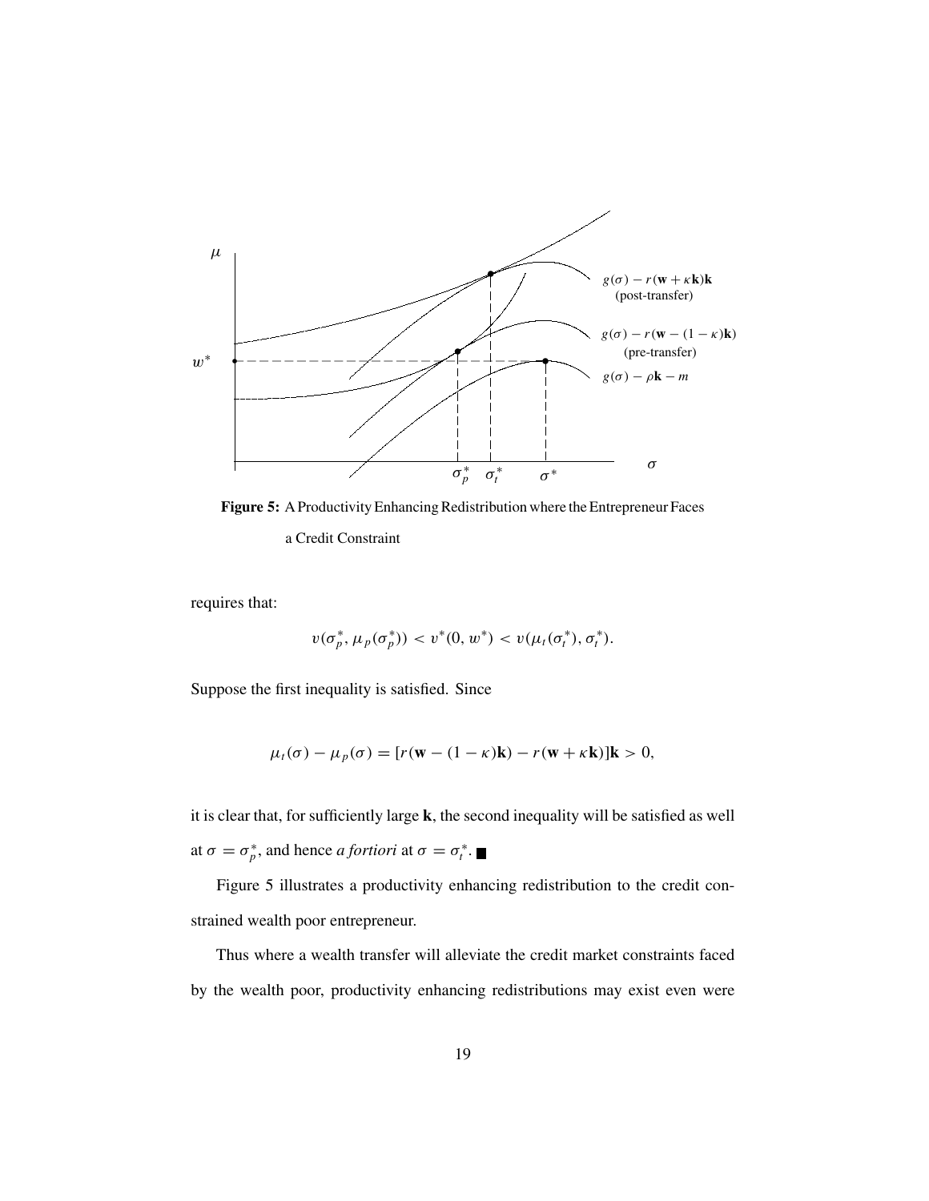$\mu$

$g(\sigma) - r(\mathbf{w} + \kappa\mathbf{k})\mathbf{k}$
(post-transfer)

$g(\sigma) - r(\mathbf{w} - (1-\kappa)\mathbf{k})$
(pre-transfer)

$w^*$

$g(\sigma) - \rho\mathbf{k} - m$

$\sigma_p^*$ $\sigma_t^*$ $\sigma^*$ $\sigma$

**Figure 5:** A Productivity Enhancing Redistribution where the Entrepreneur Faces a Credit Constraint

requires that:

$$v(\sigma_p^*, \mu_p(\sigma_p^*)) < v^*(0, w^*) < v(\mu_t(\sigma_t^*), \sigma_t^*).$$

Suppose the first inequality is satisfied. Since

$$\mu_t(\sigma) - \mu_p(\sigma) = [r(\mathbf{w} - (1-\kappa)\mathbf{k}) - r(\mathbf{w} + \kappa\mathbf{k})]\mathbf{k} > 0,$$

it is clear that, for sufficiently large $\mathbf{k}$, the second inequality will be satisfied as well at $\sigma = \sigma_p^*$, and hence *a fortiori* at $\sigma = \sigma_t^*$. ■

Figure 5 illustrates a productivity enhancing redistribution to the credit constrained wealth poor entrepreneur.

Thus where a wealth transfer will alleviate the credit market constraints faced by the wealth poor, productivity enhancing redistributions may exist even were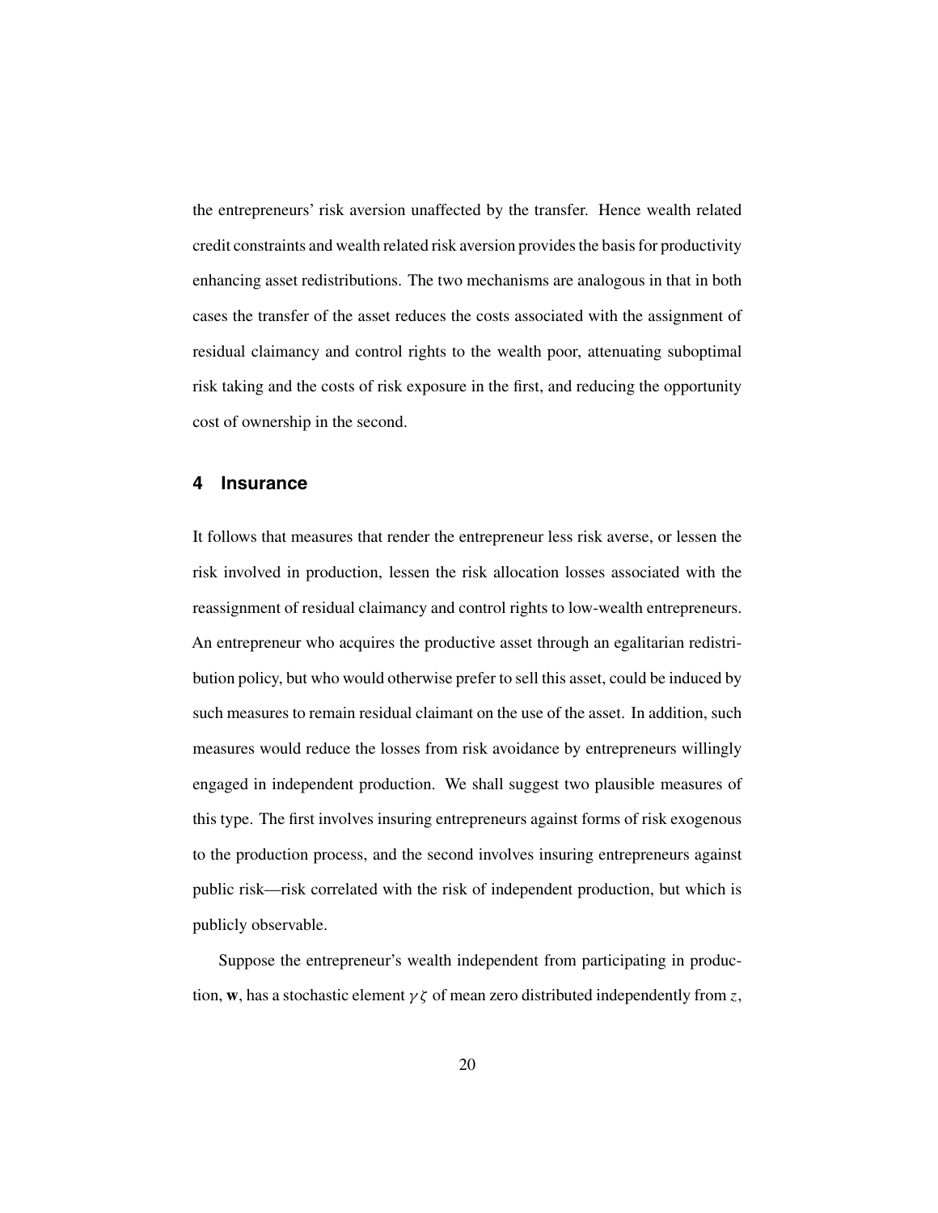the entrepreneurs' risk aversion unaffected by the transfer. Hence wealth related credit constraints and wealth related risk aversion provides the basis for productivity enhancing asset redistributions. The two mechanisms are analogous in that in both cases the transfer of the asset reduces the costs associated with the assignment of residual claimancy and control rights to the wealth poor, attenuating suboptimal risk taking and the costs of risk exposure in the first, and reducing the opportunity cost of ownership in the second.

## 4 Insurance

It follows that measures that render the entrepreneur less risk averse, or lessen the risk involved in production, lessen the risk allocation losses associated with the reassignment of residual claimancy and control rights to low-wealth entrepreneurs. An entrepreneur who acquires the productive asset through an egalitarian redistribution policy, but who would otherwise prefer to sell this asset, could be induced by such measures to remain residual claimant on the use of the asset. In addition, such measures would reduce the losses from risk avoidance by entrepreneurs willingly engaged in independent production. We shall suggest two plausible measures of this type. The first involves insuring entrepreneurs against forms of risk exogenous to the production process, and the second involves insuring entrepreneurs against public risk—risk correlated with the risk of independent production, but which is publicly observable.

Suppose the entrepreneur's wealth independent from participating in production, $\mathbf{w}$, has a stochastic element $\gamma\zeta$ of mean zero distributed independently from $z$,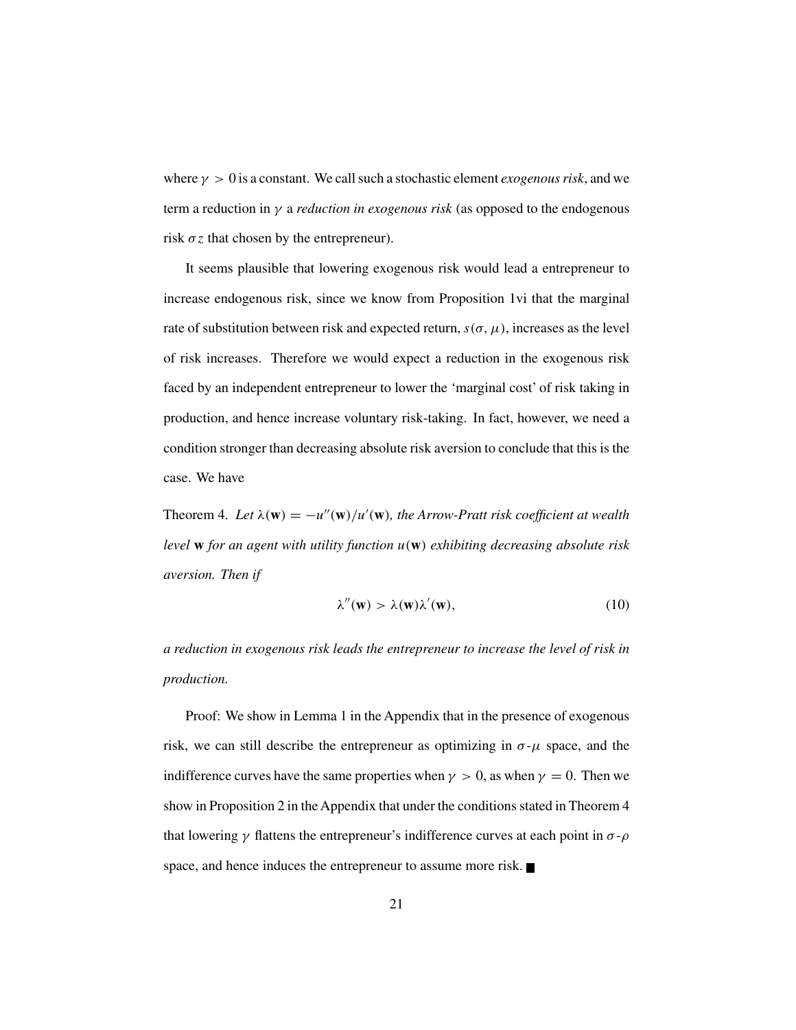where $\gamma > 0$ is a constant. We call such a stochastic element *exogenous risk*, and we term a reduction in $\gamma$ a *reduction in exogenous risk* (as opposed to the endogenous risk $\sigma z$ that chosen by the entrepreneur).

It seems plausible that lowering exogenous risk would lead a entrepreneur to increase endogenous risk, since we know from Proposition 1vi that the marginal rate of substitution between risk and expected return, $s(\sigma, \mu)$, increases as the level of risk increases. Therefore we would expect a reduction in the exogenous risk faced by an independent entrepreneur to lower the 'marginal cost' of risk taking in production, and hence increase voluntary risk-taking. In fact, however, we need a condition stronger than decreasing absolute risk aversion to conclude that this is the case. We have

Theorem 4. *Let $\lambda(\mathbf{w}) = -u''(\mathbf{w})/u'(\mathbf{w})$, the Arrow-Pratt risk coefficient at wealth level $\mathbf{w}$ for an agent with utility function $u(\mathbf{w})$ exhibiting decreasing absolute risk aversion. Then if*

$$\lambda''(\mathbf{w}) > \lambda(\mathbf{w})\lambda'(\mathbf{w}), \tag{10}$$

*a reduction in exogenous risk leads the entrepreneur to increase the level of risk in production.*

Proof: We show in Lemma 1 in the Appendix that in the presence of exogenous risk, we can still describe the entrepreneur as optimizing in $\sigma$-$\mu$ space, and the indifference curves have the same properties when $\gamma > 0$, as when $\gamma = 0$. Then we show in Proposition 2 in the Appendix that under the conditions stated in Theorem 4 that lowering $\gamma$ flattens the entrepreneur's indifference curves at each point in $\sigma$-$\rho$ space, and hence induces the entrepreneur to assume more risk. ■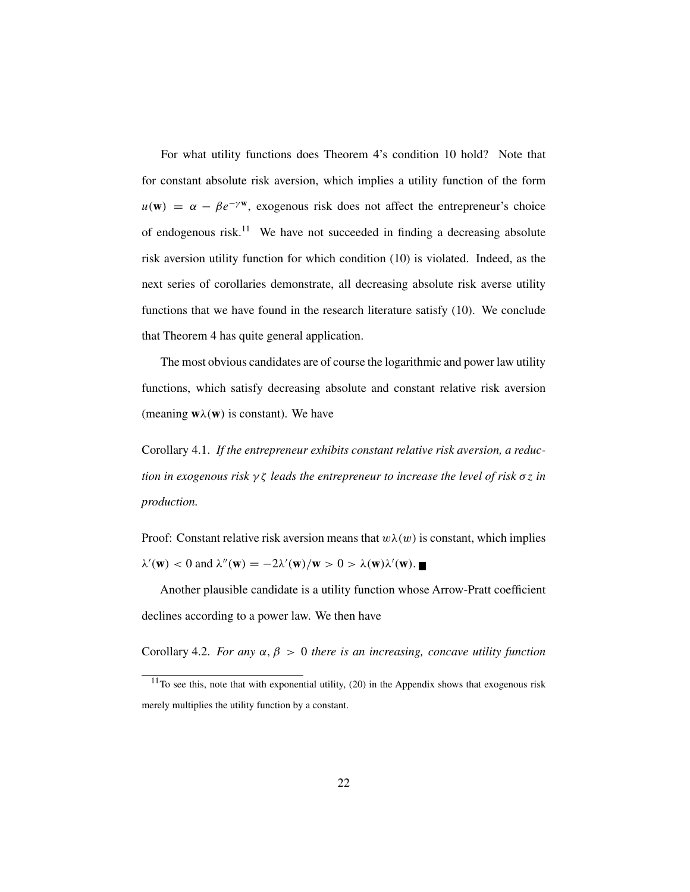For what utility functions does Theorem 4's condition 10 hold? Note that for constant absolute risk aversion, which implies a utility function of the form $u(\mathbf{w}) = \alpha - \beta e^{-\gamma \mathbf{w}}$, exogenous risk does not affect the entrepreneur's choice of endogenous risk.[11] We have not succeeded in finding a decreasing absolute risk aversion utility function for which condition (10) is violated. Indeed, as the next series of corollaries demonstrate, all decreasing absolute risk averse utility functions that we have found in the research literature satisfy (10). We conclude that Theorem 4 has quite general application.

The most obvious candidates are of course the logarithmic and power law utility functions, which satisfy decreasing absolute and constant relative risk aversion (meaning $\mathbf{w}\lambda(\mathbf{w})$ is constant). We have

Corollary 4.1. *If the entrepreneur exhibits constant relative risk aversion, a reduction in exogenous risk $\gamma\zeta$ leads the entrepreneur to increase the level of risk $\sigma z$ in production.*

Proof: Constant relative risk aversion means that $w\lambda(w)$ is constant, which implies $\lambda'(\mathbf{w}) < 0$ and $\lambda''(\mathbf{w}) = -2\lambda'(\mathbf{w})/\mathbf{w} > 0 > \lambda(\mathbf{w})\lambda'(\mathbf{w})$. ■

Another plausible candidate is a utility function whose Arrow-Pratt coefficient declines according to a power law. We then have

Corollary 4.2. *For any $\alpha, \beta > 0$ there is an increasing, concave utility function*

[11] To see this, note that with exponential utility, (20) in the Appendix shows that exogenous risk merely multiplies the utility function by a constant.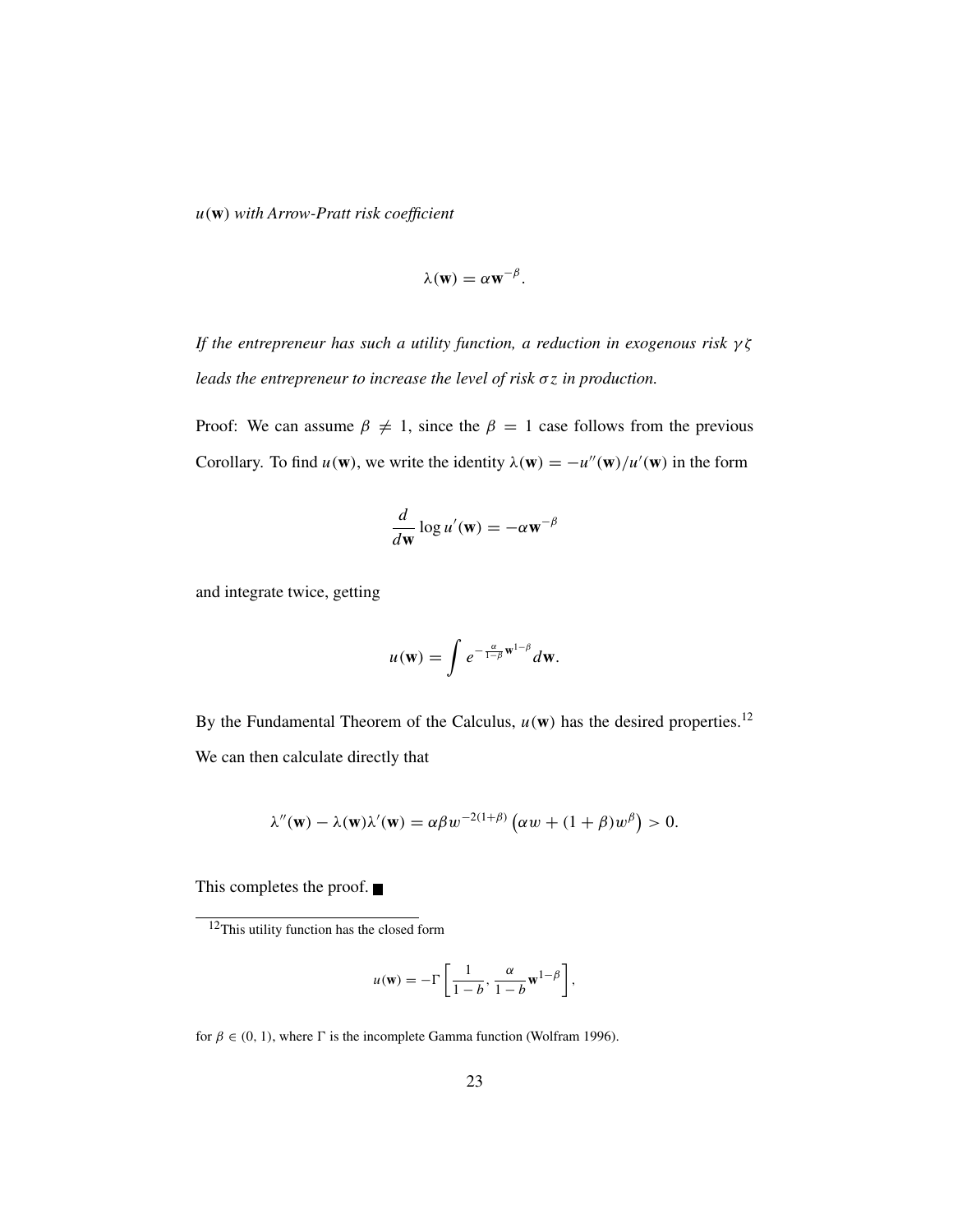*$u(\mathbf{w})$ with Arrow-Pratt risk coefficient*

$$\lambda(\mathbf{w}) = \alpha \mathbf{w}^{-\beta}.$$

*If the entrepreneur has such a utility function, a reduction in exogenous risk $\gamma\zeta$ leads the entrepreneur to increase the level of risk $\sigma z$ in production.*

Proof: We can assume $\beta \neq 1$, since the $\beta = 1$ case follows from the previous Corollary. To find $u(\mathbf{w})$, we write the identity $\lambda(\mathbf{w}) = -u''(\mathbf{w})/u'(\mathbf{w})$ in the form

$$\frac{d}{d\mathbf{w}} \log u'(\mathbf{w}) = -\alpha \mathbf{w}^{-\beta}$$

and integrate twice, getting

$$u(\mathbf{w}) = \int e^{-\frac{\alpha}{1-\beta}\mathbf{w}^{1-\beta}} d\mathbf{w}.$$

By the Fundamental Theorem of the Calculus, $u(\mathbf{w})$ has the desired properties.[12] We can then calculate directly that

$$\lambda''(\mathbf{w}) - \lambda(\mathbf{w})\lambda'(\mathbf{w}) = \alpha\beta w^{-2(1+\beta)} \left(\alpha w + (1+\beta) w^{\beta}\right) > 0.$$

This completes the proof. ■

[12] This utility function has the closed form

$$u(\mathbf{w}) = -\Gamma\left[\frac{1}{1-b}, \frac{\alpha}{1-b}\mathbf{w}^{1-\beta}\right],$$

for $\beta \in (0, 1)$, where $\Gamma$ is the incomplete Gamma function (Wolfram 1996).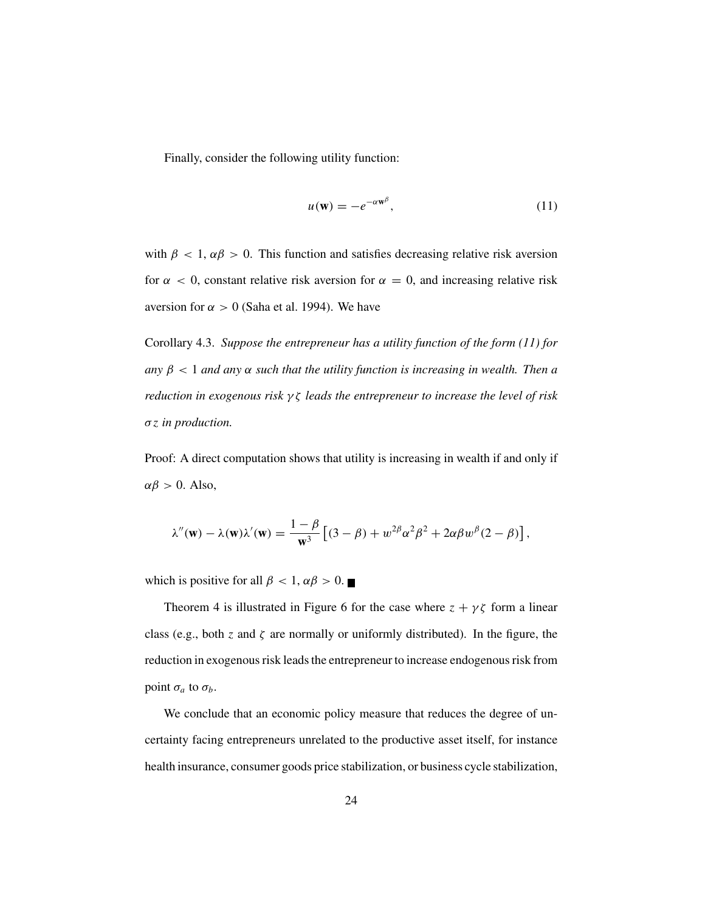Finally, consider the following utility function:

$$u(\mathbf{w}) = -e^{-\alpha \mathbf{w}^{\beta}}, \tag{11}$$

with $\beta < 1$, $\alpha\beta > 0$. This function and satisfies decreasing relative risk aversion for $\alpha < 0$, constant relative risk aversion for $\alpha = 0$, and increasing relative risk aversion for $\alpha > 0$ (Saha et al. 1994). We have

Corollary 4.3. *Suppose the entrepreneur has a utility function of the form (11) for any $\beta < 1$ and any $\alpha$ such that the utility function is increasing in wealth. Then a reduction in exogenous risk $\gamma\zeta$ leads the entrepreneur to increase the level of risk $\sigma z$ in production.*

Proof: A direct computation shows that utility is increasing in wealth if and only if $\alpha\beta > 0$. Also,

$$\lambda''(\mathbf{w}) - \lambda(\mathbf{w})\lambda'(\mathbf{w}) = \frac{1-\beta}{\mathbf{w}^3}\left[(3-\beta) + w^{2\beta}\alpha^2\beta^2 + 2\alpha\beta w^{\beta}(2-\beta)\right],$$

which is positive for all $\beta < 1$, $\alpha\beta > 0$. ■

Theorem 4 is illustrated in Figure 6 for the case where $z + \gamma\zeta$ form a linear class (e.g., both $z$ and $\zeta$ are normally or uniformly distributed). In the figure, the reduction in exogenous risk leads the entrepreneur to increase endogenous risk from point $\sigma_a$ to $\sigma_b$.

We conclude that an economic policy measure that reduces the degree of uncertainty facing entrepreneurs unrelated to the productive asset itself, for instance health insurance, consumer goods price stabilization, or business cycle stabilization,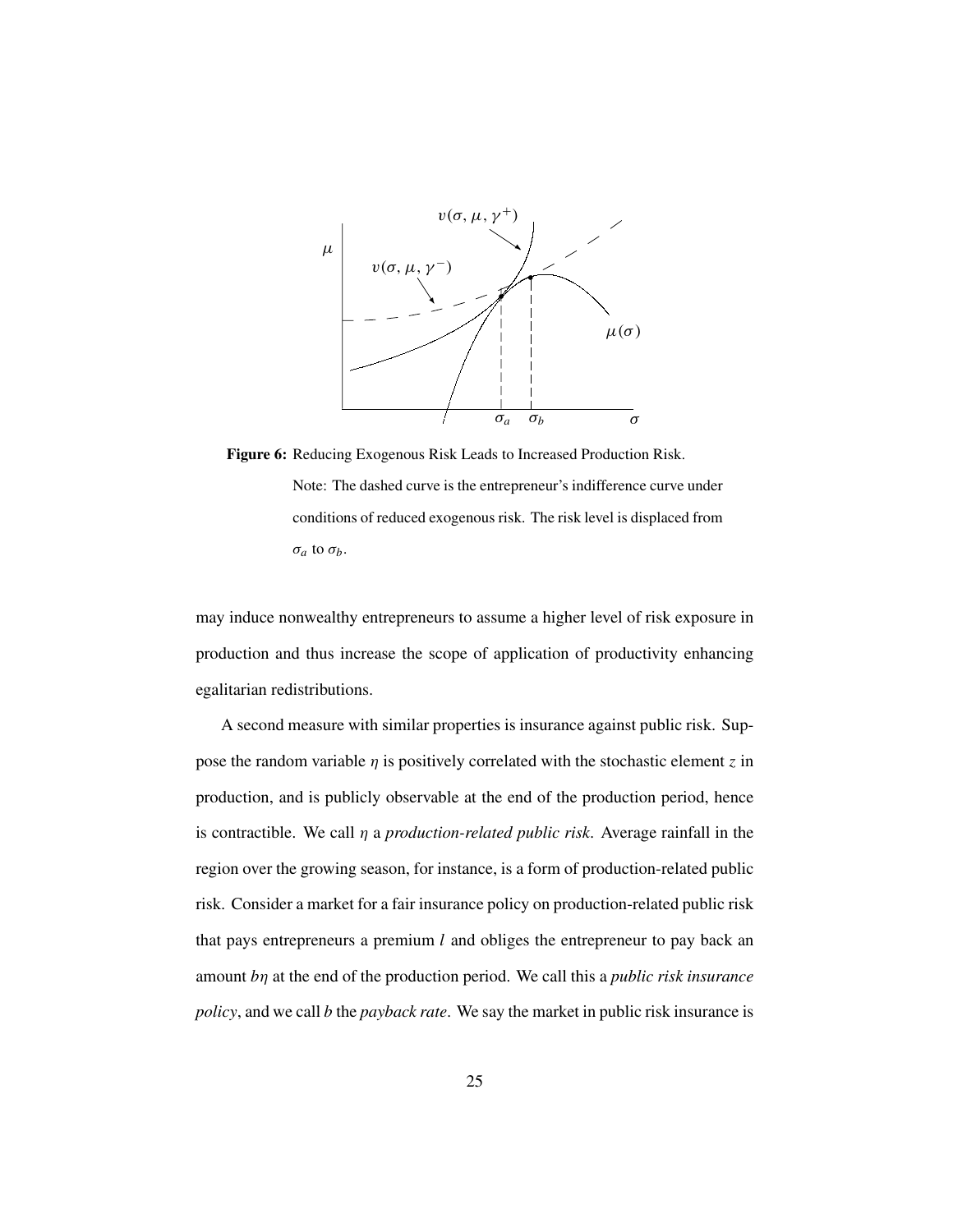**Figure 6:** Reducing Exogenous Risk Leads to Increased Production Risk.
Note: The dashed curve is the entrepreneur's indifference curve under conditions of reduced exogenous risk. The risk level is displaced from $\sigma_a$ to $\sigma_b$.

may induce nonwealthy entrepreneurs to assume a higher level of risk exposure in production and thus increase the scope of application of productivity enhancing egalitarian redistributions.

A second measure with similar properties is insurance against public risk. Suppose the random variable $\eta$ is positively correlated with the stochastic element $z$ in production, and is publicly observable at the end of the production period, hence is contractible. We call $\eta$ a *production-related public risk*. Average rainfall in the region over the growing season, for instance, is a form of production-related public risk. Consider a market for a fair insurance policy on production-related public risk that pays entrepreneurs a premium $l$ and obliges the entrepreneur to pay back an amount $b\eta$ at the end of the production period. We call this a *public risk insurance policy*, and we call $b$ the *payback rate*. We say the market in public risk insurance is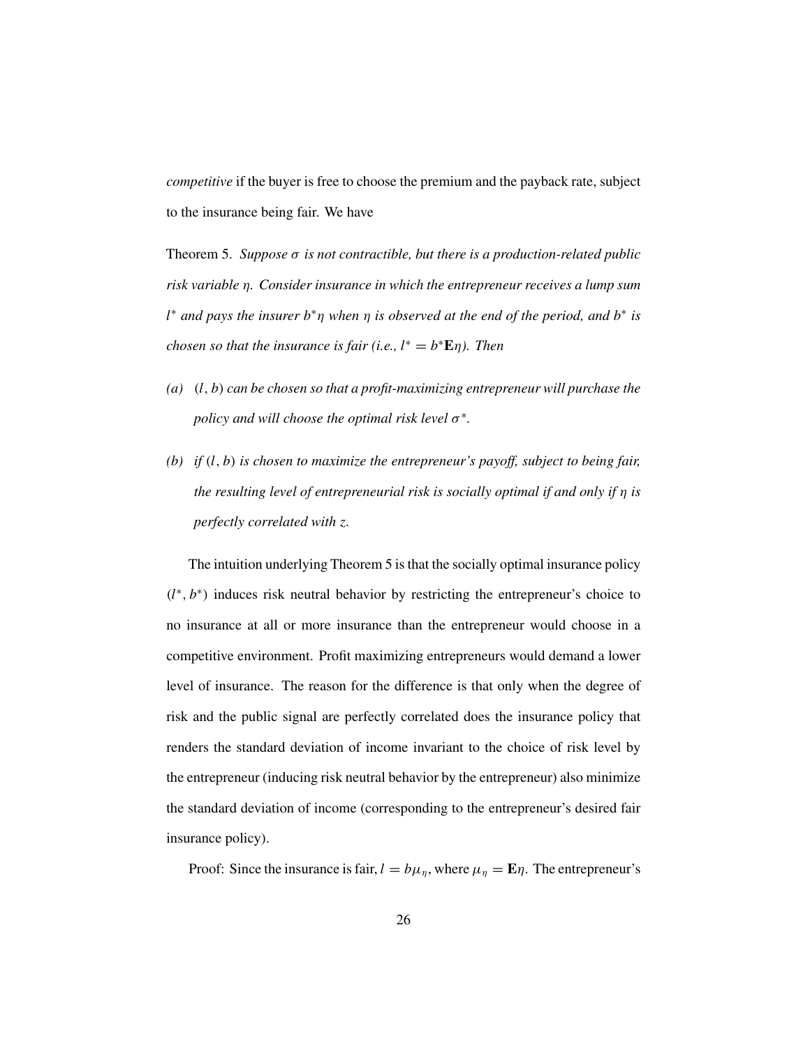*competitive* if the buyer is free to choose the premium and the payback rate, subject to the insurance being fair. We have

Theorem 5. *Suppose $\sigma$ is not contractible, but there is a production-related public risk variable $\eta$. Consider insurance in which the entrepreneur receives a lump sum $l^*$ and pays the insurer $b^*\eta$ when $\eta$ is observed at the end of the period, and $b^*$ is chosen so that the insurance is fair (i.e., $l^* = b^*\mathbf{E}\eta$). Then*

*(a)* $(l, b)$ *can be chosen so that a profit-maximizing entrepreneur will purchase the policy and will choose the optimal risk level $\sigma^*$.*

*(b)* *if $(l, b)$ is chosen to maximize the entrepreneur's payoff, subject to being fair, the resulting level of entrepreneurial risk is socially optimal if and only if $\eta$ is perfectly correlated with $z$.*

The intuition underlying Theorem 5 is that the socially optimal insurance policy $(l^*, b^*)$ induces risk neutral behavior by restricting the entrepreneur's choice to no insurance at all or more insurance than the entrepreneur would choose in a competitive environment. Profit maximizing entrepreneurs would demand a lower level of insurance. The reason for the difference is that only when the degree of risk and the public signal are perfectly correlated does the insurance policy that renders the standard deviation of income invariant to the choice of risk level by the entrepreneur (inducing risk neutral behavior by the entrepreneur) also minimize the standard deviation of income (corresponding to the entrepreneur's desired fair insurance policy).

Proof: Since the insurance is fair, $l = b\mu_\eta$, where $\mu_\eta = \mathbf{E}\eta$. The entrepreneur's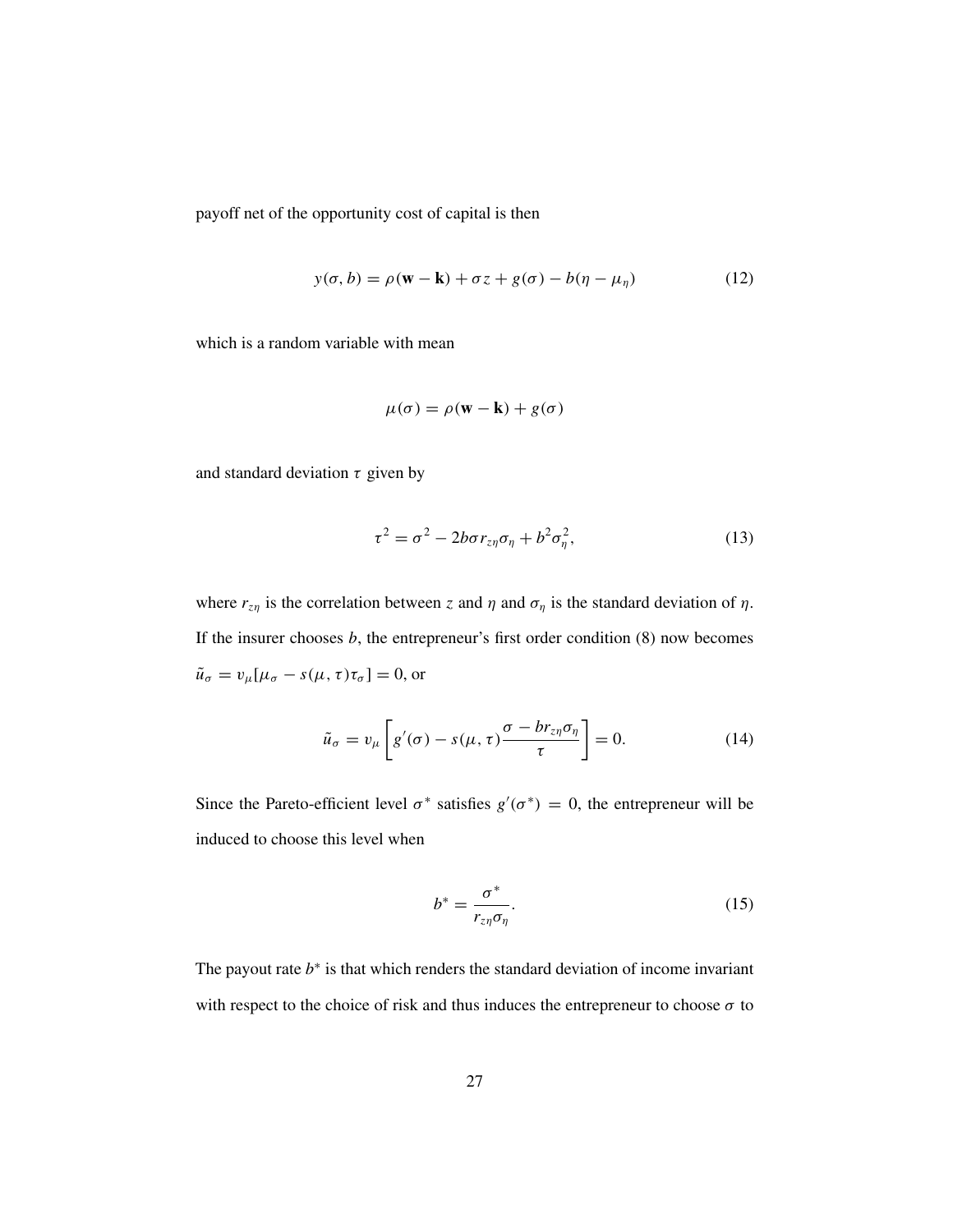payoff net of the opportunity cost of capital is then

$$y(\sigma, b) = \rho(\mathbf{w} - \mathbf{k}) + \sigma z + g(\sigma) - b(\eta - \mu_\eta) \tag{12}$$

which is a random variable with mean

$$\mu(\sigma) = \rho(\mathbf{w} - \mathbf{k}) + g(\sigma)$$

and standard deviation $\tau$ given by

$$\tau^2 = \sigma^2 - 2b\sigma r_{z\eta}\sigma_\eta + b^2\sigma_\eta^2, \tag{13}$$

where $r_{z\eta}$ is the correlation between $z$ and $\eta$ and $\sigma_\eta$ is the standard deviation of $\eta$. If the insurer chooses $b$, the entrepreneur's first order condition (8) now becomes $\tilde{u}_\sigma = v_\mu[\mu_\sigma - s(\mu, \tau)\tau_\sigma] = 0$, or

$$\tilde{u}_\sigma = v_\mu \left[ g'(\sigma) - s(\mu, \tau) \frac{\sigma - br_{z\eta}\sigma_\eta}{\tau} \right] = 0. \tag{14}$$

Since the Pareto-efficient level $\sigma^*$ satisfies $g'(\sigma^*) = 0$, the entrepreneur will be induced to choose this level when

$$b^* = \frac{\sigma^*}{r_{z\eta}\sigma_\eta}. \tag{15}$$

The payout rate $b^*$ is that which renders the standard deviation of income invariant with respect to the choice of risk and thus induces the entrepreneur to choose $\sigma$ to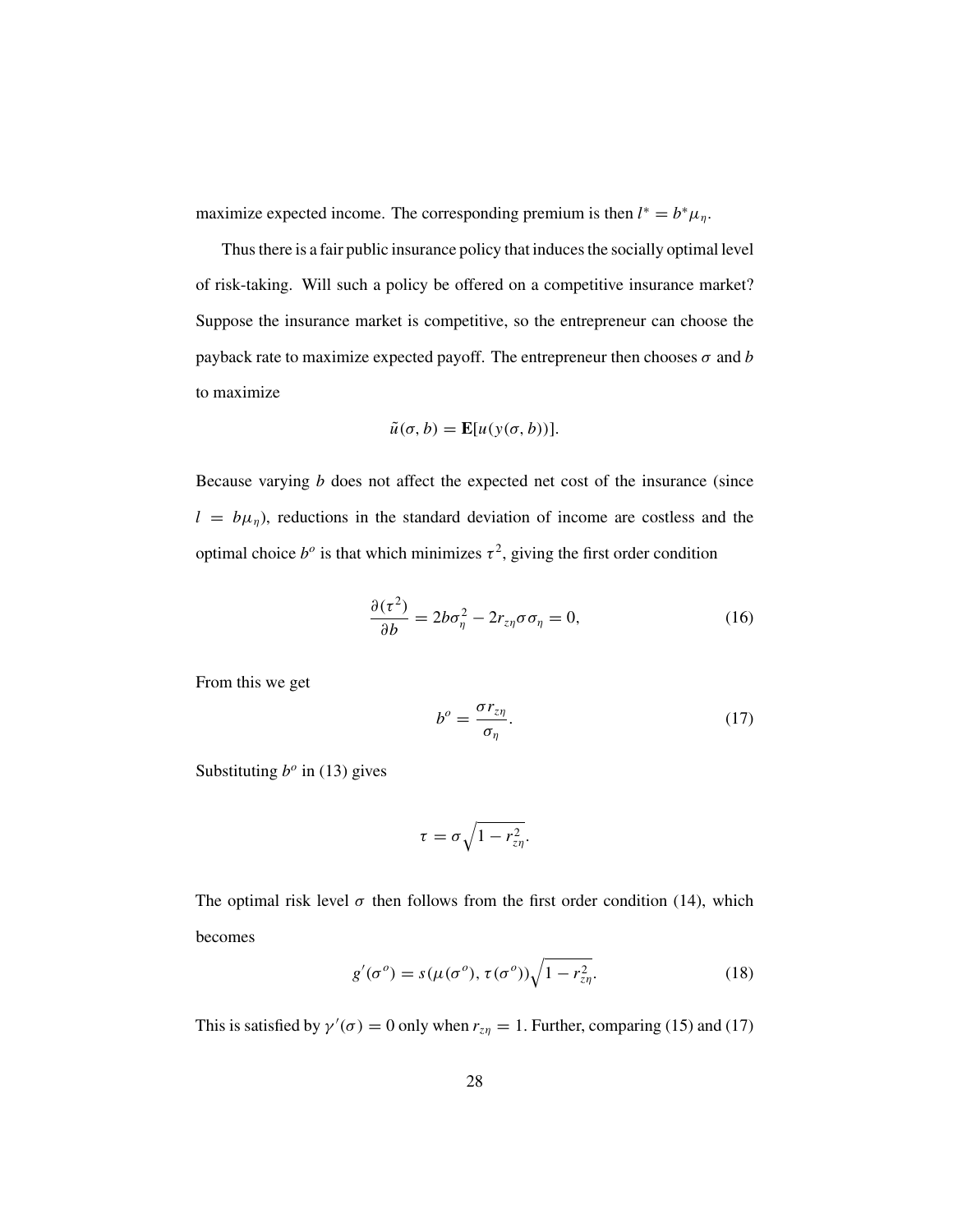maximize expected income. The corresponding premium is then $l^* = b^* \mu_\eta$.

Thus there is a fair public insurance policy that induces the socially optimal level of risk-taking. Will such a policy be offered on a competitive insurance market? Suppose the insurance market is competitive, so the entrepreneur can choose the payback rate to maximize expected payoff. The entrepreneur then chooses $\sigma$ and $b$ to maximize

$$\tilde{u}(\sigma, b) = \mathbf{E}[u(y(\sigma, b))].$$

Because varying $b$ does not affect the expected net cost of the insurance (since $l = b\mu_\eta$), reductions in the standard deviation of income are costless and the optimal choice $b^o$ is that which minimizes $\tau^2$, giving the first order condition

$$\frac{\partial(\tau^2)}{\partial b} = 2b\sigma_\eta^2 - 2r_{z\eta}\sigma\sigma_\eta = 0, \tag{16}$$

From this we get

$$b^o = \frac{\sigma r_{z\eta}}{\sigma_\eta}. \tag{17}$$

Substituting $b^o$ in (13) gives

$$\tau = \sigma\sqrt{1 - r_{z\eta}^2}.$$

The optimal risk level $\sigma$ then follows from the first order condition (14), which becomes

$$g'(\sigma^o) = s(\mu(\sigma^o), \tau(\sigma^o))\sqrt{1 - r_{z\eta}^2}. \tag{18}$$

This is satisfied by $\gamma'(\sigma) = 0$ only when $r_{z\eta} = 1$. Further, comparing (15) and (17)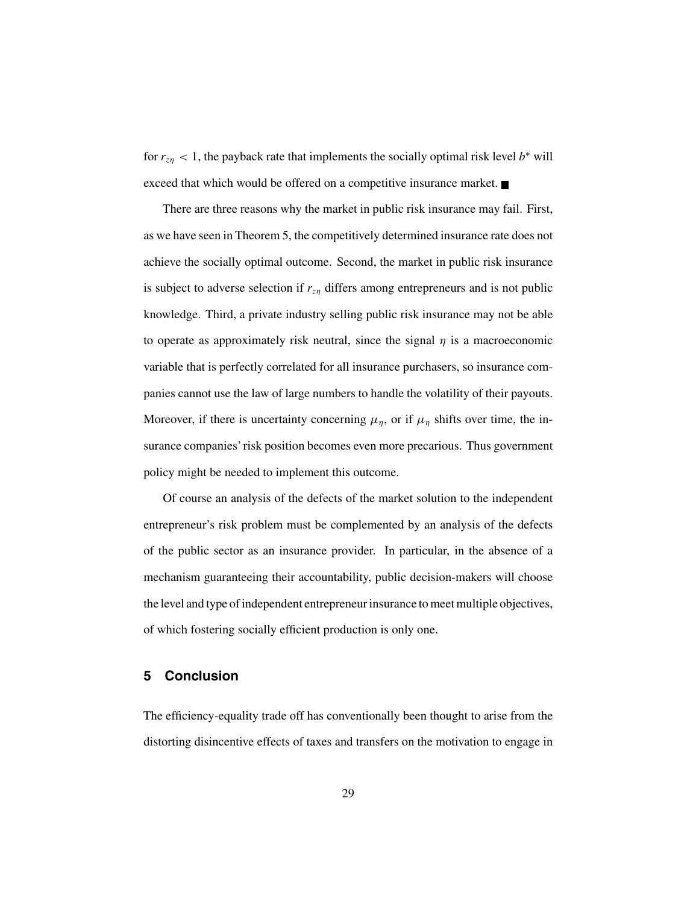for $r_{z\eta} < 1$, the payback rate that implements the socially optimal risk level $b^*$ will exceed that which would be offered on a competitive insurance market. ■

There are three reasons why the market in public risk insurance may fail. First, as we have seen in Theorem 5, the competitively determined insurance rate does not achieve the socially optimal outcome. Second, the market in public risk insurance is subject to adverse selection if $r_{z\eta}$ differs among entrepreneurs and is not public knowledge. Third, a private industry selling public risk insurance may not be able to operate as approximately risk neutral, since the signal $\eta$ is a macroeconomic variable that is perfectly correlated for all insurance purchasers, so insurance companies cannot use the law of large numbers to handle the volatility of their payouts. Moreover, if there is uncertainty concerning $\mu_\eta$, or if $\mu_\eta$ shifts over time, the insurance companies' risk position becomes even more precarious. Thus government policy might be needed to implement this outcome.

Of course an analysis of the defects of the market solution to the independent entrepreneur's risk problem must be complemented by an analysis of the defects of the public sector as an insurance provider. In particular, in the absence of a mechanism guaranteeing their accountability, public decision-makers will choose the level and type of independent entrepreneur insurance to meet multiple objectives, of which fostering socially efficient production is only one.

## 5 Conclusion

The efficiency-equality trade off has conventionally been thought to arise from the distorting disincentive effects of taxes and transfers on the motivation to engage in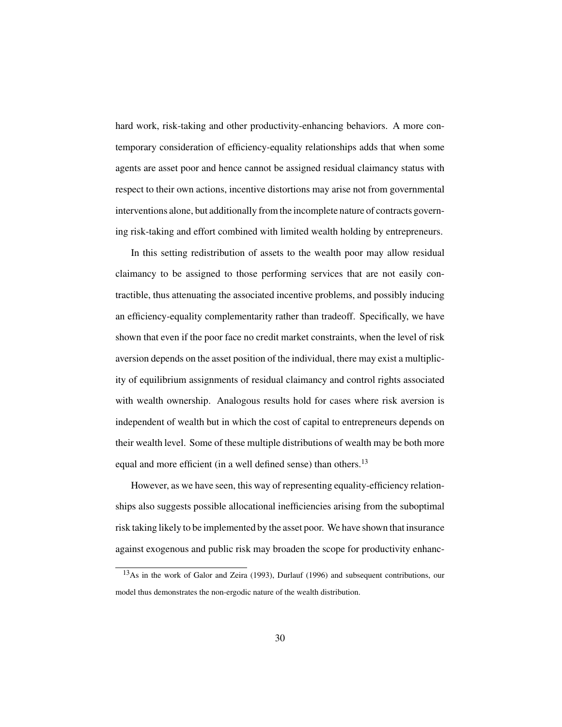hard work, risk-taking and other productivity-enhancing behaviors. A more contemporary consideration of efficiency-equality relationships adds that when some agents are asset poor and hence cannot be assigned residual claimancy status with respect to their own actions, incentive distortions may arise not from governmental interventions alone, but additionally from the incomplete nature of contracts governing risk-taking and effort combined with limited wealth holding by entrepreneurs.

In this setting redistribution of assets to the wealth poor may allow residual claimancy to be assigned to those performing services that are not easily contractible, thus attenuating the associated incentive problems, and possibly inducing an efficiency-equality complementarity rather than tradeoff. Specifically, we have shown that even if the poor face no credit market constraints, when the level of risk aversion depends on the asset position of the individual, there may exist a multiplicity of equilibrium assignments of residual claimancy and control rights associated with wealth ownership. Analogous results hold for cases where risk aversion is independent of wealth but in which the cost of capital to entrepreneurs depends on their wealth level. Some of these multiple distributions of wealth may be both more equal and more efficient (in a well defined sense) than others.[13]

However, as we have seen, this way of representing equality-efficiency relationships also suggests possible allocational inefficiencies arising from the suboptimal risk taking likely to be implemented by the asset poor. We have shown that insurance against exogenous and public risk may broaden the scope for productivity enhanc-

[13] As in the work of Galor and Zeira (1993), Durlauf (1996) and subsequent contributions, our model thus demonstrates the non-ergodic nature of the wealth distribution.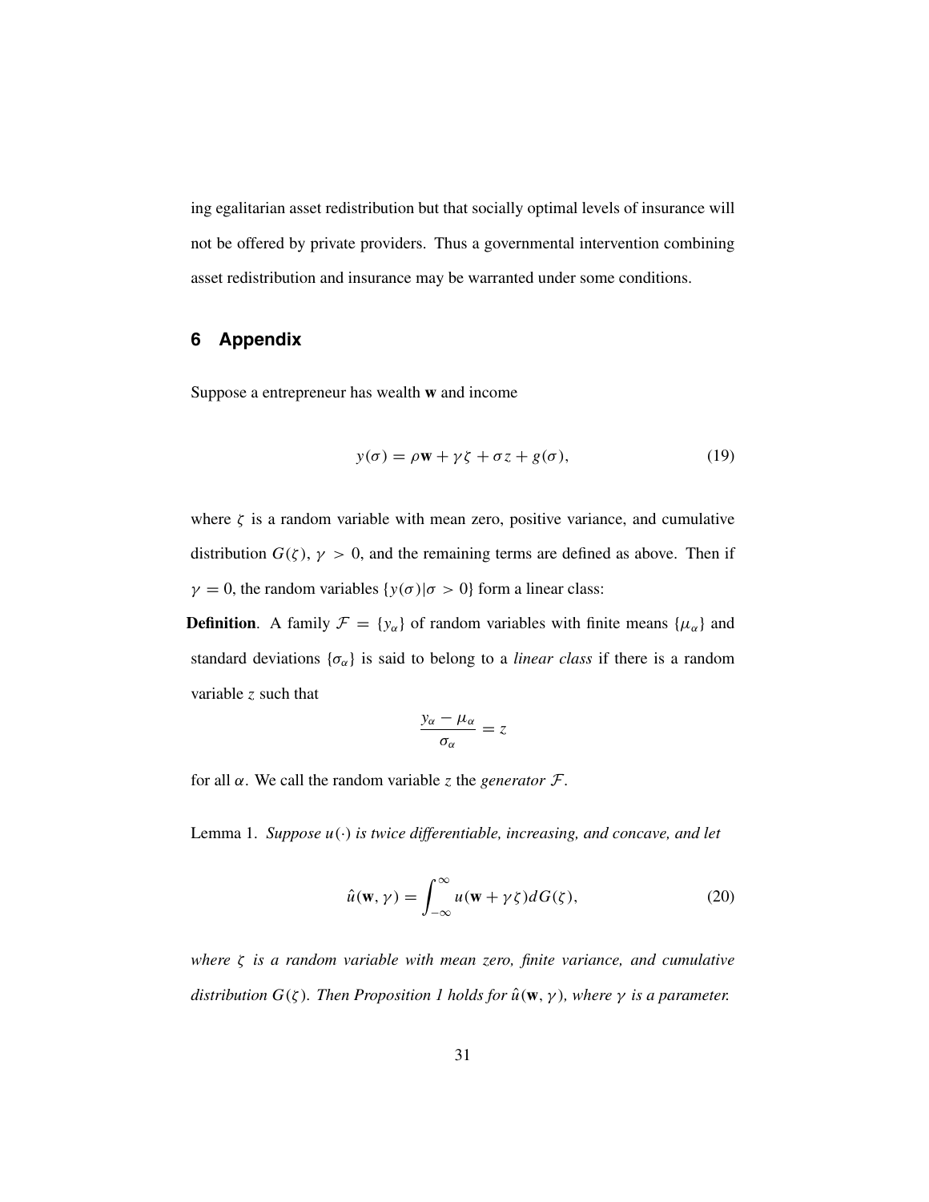ing egalitarian asset redistribution but that socially optimal levels of insurance will not be offered by private providers. Thus a governmental intervention combining asset redistribution and insurance may be warranted under some conditions.

## 6 Appendix

Suppose a entrepreneur has wealth $\mathbf{w}$ and income

$$y(\sigma) = \rho\mathbf{w} + \gamma\zeta + \sigma z + g(\sigma), \tag{19}$$

where $\zeta$ is a random variable with mean zero, positive variance, and cumulative distribution $G(\zeta)$, $\gamma > 0$, and the remaining terms are defined as above. Then if $\gamma = 0$, the random variables $\{y(\sigma)|\sigma > 0\}$ form a linear class:

**Definition**. A family $\mathcal{F} = \{y_\alpha\}$ of random variables with finite means $\{\mu_\alpha\}$ and standard deviations $\{\sigma_\alpha\}$ is said to belong to a *linear class* if there is a random variable $z$ such that

$$\frac{y_\alpha - \mu_\alpha}{\sigma_\alpha} = z$$

for all $\alpha$. We call the random variable $z$ the *generator* $\mathcal{F}$.

Lemma 1. *Suppose $u(\cdot)$ is twice differentiable, increasing, and concave, and let*

$$\hat{u}(\mathbf{w}, \gamma) = \int_{-\infty}^{\infty} u(\mathbf{w} + \gamma\zeta)dG(\zeta), \tag{20}$$

*where $\zeta$ is a random variable with mean zero, finite variance, and cumulative distribution $G(\zeta)$. Then Proposition 1 holds for $\hat{u}(\mathbf{w}, \gamma)$, where $\gamma$ is a parameter.*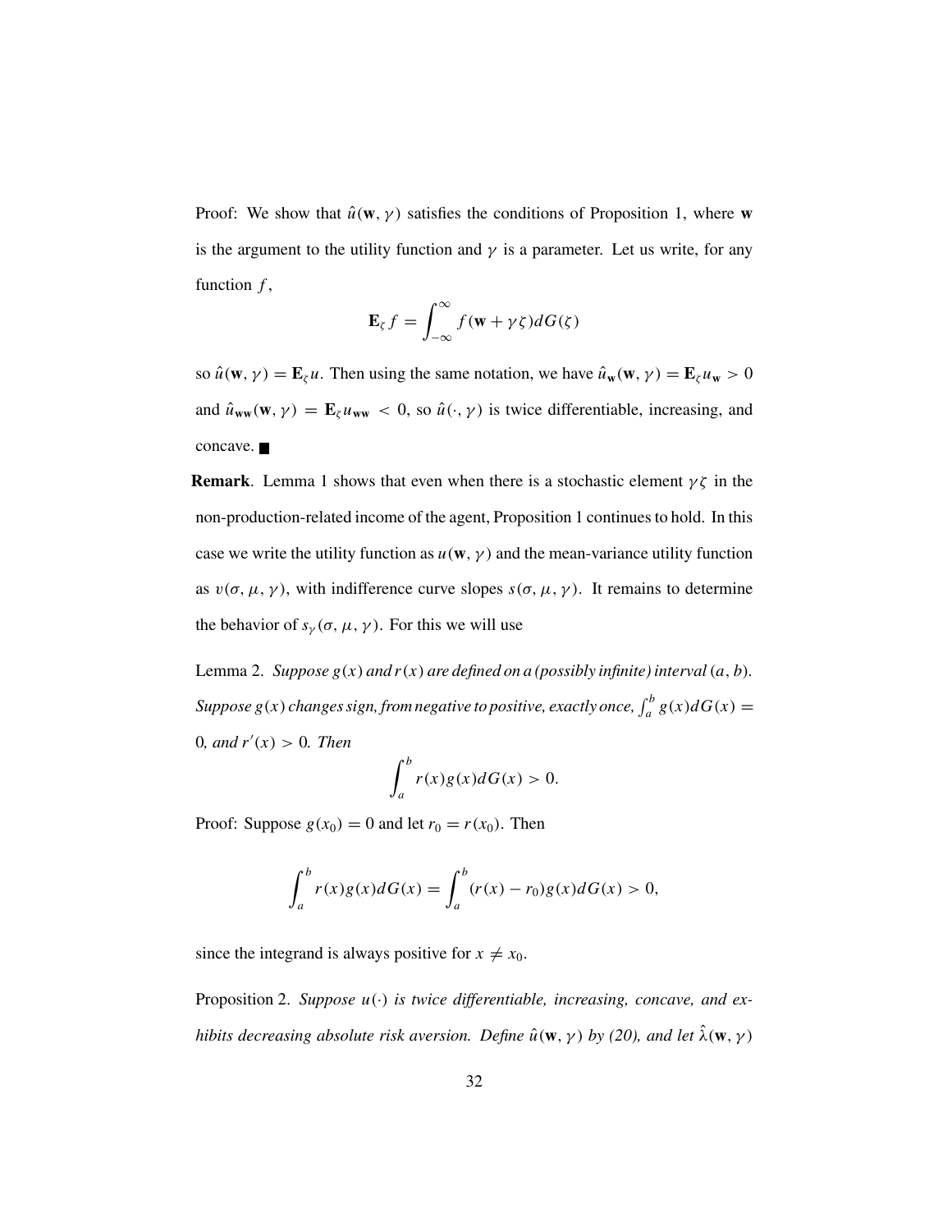Proof: We show that $\hat{u}(\mathbf{w}, \gamma)$ satisfies the conditions of Proposition 1, where $\mathbf{w}$ is the argument to the utility function and $\gamma$ is a parameter. Let us write, for any function $f$,

$$\mathbf{E}_\zeta f = \int_{-\infty}^{\infty} f(\mathbf{w} + \gamma\zeta) dG(\zeta)$$

so $\hat{u}(\mathbf{w}, \gamma) = \mathbf{E}_\zeta u$. Then using the same notation, we have $\hat{u}_\mathbf{w}(\mathbf{w}, \gamma) = \mathbf{E}_\zeta u_\mathbf{w} > 0$ and $\hat{u}_\mathbf{ww}(\mathbf{w}, \gamma) = \mathbf{E}_\zeta u_\mathbf{ww} < 0$, so $\hat{u}(\cdot, \gamma)$ is twice differentiable, increasing, and concave. ■

**Remark**. Lemma 1 shows that even when there is a stochastic element $\gamma\zeta$ in the non-production-related income of the agent, Proposition 1 continues to hold. In this case we write the utility function as $u(\mathbf{w}, \gamma)$ and the mean-variance utility function as $v(\sigma, \mu, \gamma)$, with indifference curve slopes $s(\sigma, \mu, \gamma)$. It remains to determine the behavior of $s_\gamma(\sigma, \mu, \gamma)$. For this we will use

Lemma 2. *Suppose $g(x)$ and $r(x)$ are defined on a (possibly infinite) interval $(a, b)$. Suppose $g(x)$ changes sign, from negative to positive, exactly once, $\int_a^b g(x)dG(x) = 0$, and $r'(x) > 0$. Then*

$$\int_a^b r(x)g(x)dG(x) > 0.$$

Proof: Suppose $g(x_0) = 0$ and let $r_0 = r(x_0)$. Then

$$\int_a^b r(x)g(x)dG(x) = \int_a^b (r(x) - r_0)g(x)dG(x) > 0,$$

since the integrand is always positive for $x \neq x_0$.

Proposition 2. *Suppose $u(\cdot)$ is twice differentiable, increasing, concave, and exhibits decreasing absolute risk aversion. Define $\hat{u}(\mathbf{w}, \gamma)$ by (20), and let $\hat{\lambda}(\mathbf{w}, \gamma)$*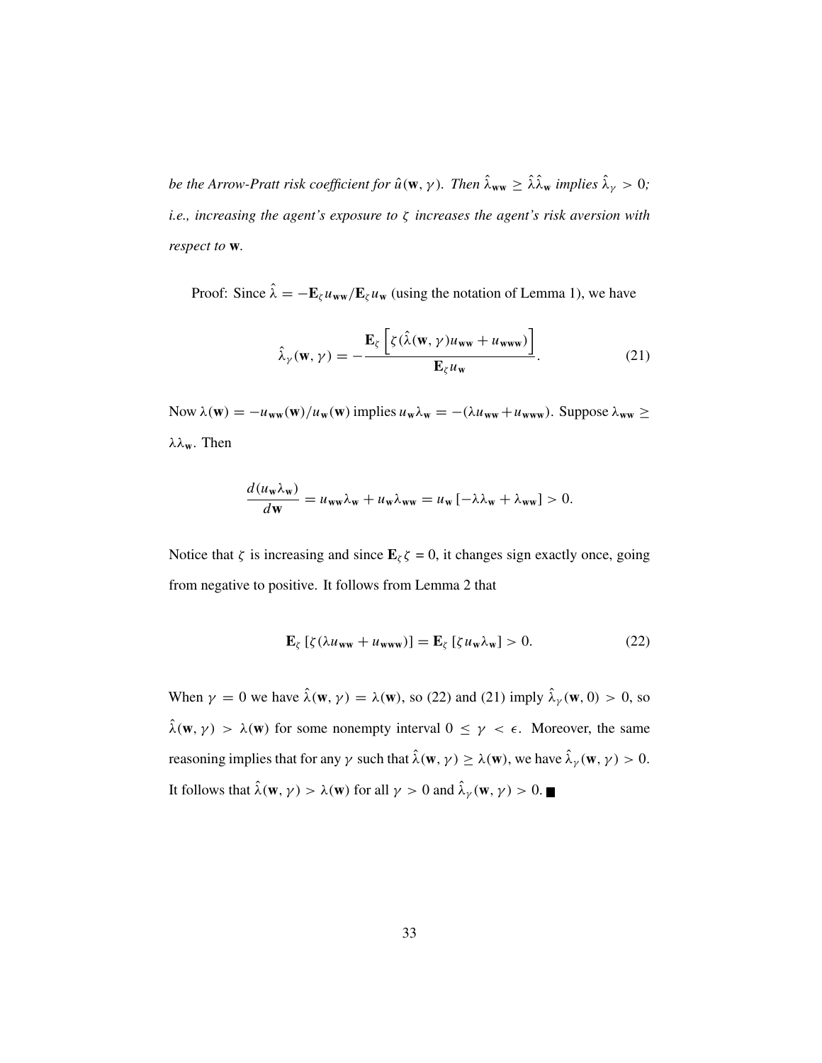*be the Arrow-Pratt risk coefficient for $\hat{u}(\mathbf{w}, \gamma)$. Then $\hat{\lambda}_{\mathbf{ww}} \geq \hat{\lambda}\hat{\lambda}_{\mathbf{w}}$ implies $\hat{\lambda}_{\gamma} > 0$; i.e., increasing the agent's exposure to $\zeta$ increases the agent's risk aversion with respect to* $\mathbf{w}$.

Proof: Since $\hat{\lambda} = -\mathbf{E}_{\zeta} u_{\mathbf{ww}} / \mathbf{E}_{\zeta} u_{\mathbf{w}}$ (using the notation of Lemma 1), we have

$$\hat{\lambda}_{\gamma}(\mathbf{w}, \gamma) = -\frac{\mathbf{E}_{\zeta}\left[\zeta(\hat{\lambda}(\mathbf{w}, \gamma) u_{\mathbf{ww}} + u_{\mathbf{www}})\right]}{\mathbf{E}_{\zeta} u_{\mathbf{w}}}. \tag{21}$$

Now $\lambda(\mathbf{w}) = -u_{\mathbf{ww}}(\mathbf{w})/u_{\mathbf{w}}(\mathbf{w})$ implies $u_{\mathbf{w}}\lambda_{\mathbf{w}} = -(\lambda u_{\mathbf{ww}} + u_{\mathbf{www}})$. Suppose $\lambda_{\mathbf{ww}} \geq \lambda\lambda_{\mathbf{w}}$. Then

$$\frac{d(u_{\mathbf{w}}\lambda_{\mathbf{w}})}{d\mathbf{w}} = u_{\mathbf{ww}}\lambda_{\mathbf{w}} + u_{\mathbf{w}}\lambda_{\mathbf{ww}} = u_{\mathbf{w}}\left[-\lambda\lambda_{\mathbf{w}} + \lambda_{\mathbf{ww}}\right] > 0.$$

Notice that $\zeta$ is increasing and since $\mathbf{E}_{\zeta}\zeta = 0$, it changes sign exactly once, going from negative to positive. It follows from Lemma 2 that

$$\mathbf{E}_{\zeta}\left[\zeta(\lambda u_{\mathbf{ww}} + u_{\mathbf{www}})\right] = \mathbf{E}_{\zeta}\left[\zeta u_{\mathbf{w}}\lambda_{\mathbf{w}}\right] > 0. \tag{22}$$

When $\gamma = 0$ we have $\hat{\lambda}(\mathbf{w}, \gamma) = \lambda(\mathbf{w})$, so (22) and (21) imply $\hat{\lambda}_{\gamma}(\mathbf{w}, 0) > 0$, so $\hat{\lambda}(\mathbf{w}, \gamma) > \lambda(\mathbf{w})$ for some nonempty interval $0 \leq \gamma < \epsilon$. Moreover, the same reasoning implies that for any $\gamma$ such that $\hat{\lambda}(\mathbf{w}, \gamma) \geq \lambda(\mathbf{w})$, we have $\hat{\lambda}_{\gamma}(\mathbf{w}, \gamma) > 0$. It follows that $\hat{\lambda}(\mathbf{w}, \gamma) > \lambda(\mathbf{w})$ for all $\gamma > 0$ and $\hat{\lambda}_{\gamma}(\mathbf{w}, \gamma) > 0$. ■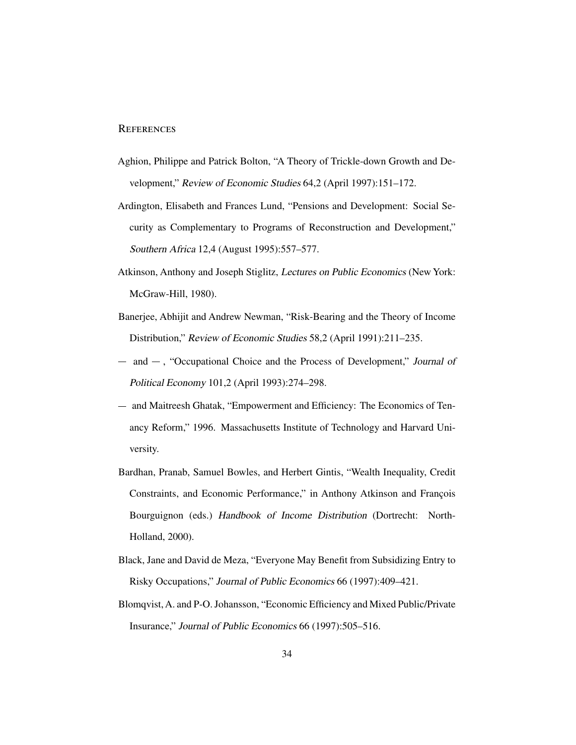## References

Aghion, Philippe and Patrick Bolton, "A Theory of Trickle-down Growth and Development," *Review of Economic Studies* 64,2 (April 1997):151–172.

Ardington, Elisabeth and Frances Lund, "Pensions and Development: Social Security as Complementary to Programs of Reconstruction and Development," *Southern Africa* 12,4 (August 1995):557–577.

Atkinson, Anthony and Joseph Stiglitz, *Lectures on Public Economics* (New York: McGraw-Hill, 1980).

Banerjee, Abhijit and Andrew Newman, "Risk-Bearing and the Theory of Income Distribution," *Review of Economic Studies* 58,2 (April 1991):211–235.

— and — , "Occupational Choice and the Process of Development," *Journal of Political Economy* 101,2 (April 1993):274–298.

— and Maitreesh Ghatak, "Empowerment and Efficiency: The Economics of Tenancy Reform," 1996. Massachusetts Institute of Technology and Harvard University.

Bardhan, Pranab, Samuel Bowles, and Herbert Gintis, "Wealth Inequality, Credit Constraints, and Economic Performance," in Anthony Atkinson and François Bourguignon (eds.) *Handbook of Income Distribution* (Dortrecht: North-Holland, 2000).

Black, Jane and David de Meza, "Everyone May Benefit from Subsidizing Entry to Risky Occupations," *Journal of Public Economics* 66 (1997):409–421.

Blomqvist, A. and P-O. Johansson, "Economic Efficiency and Mixed Public/Private Insurance," *Journal of Public Economics* 66 (1997):505–516.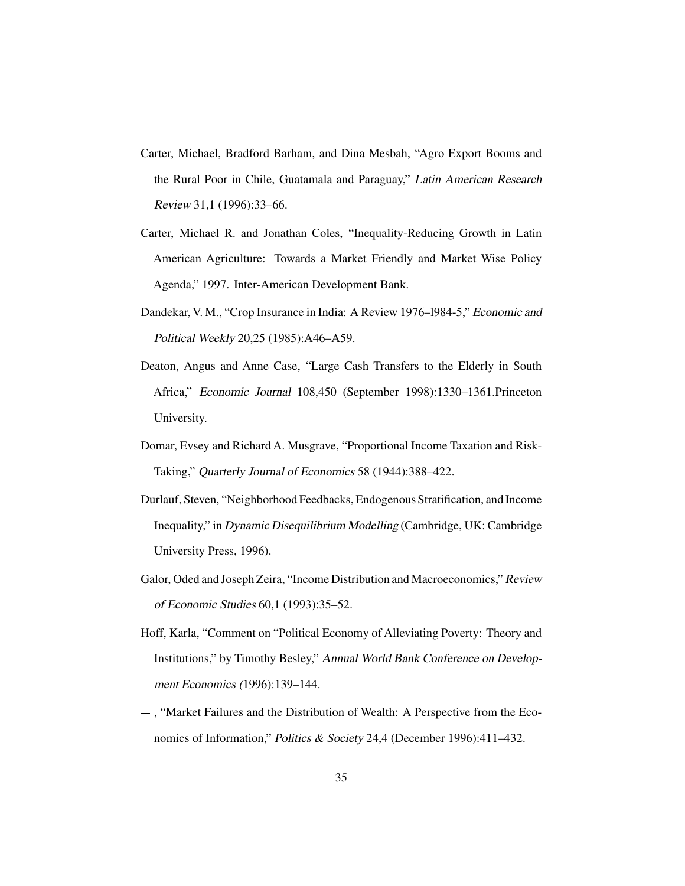Carter, Michael, Bradford Barham, and Dina Mesbah, "Agro Export Booms and the Rural Poor in Chile, Guatamala and Paraguay," *Latin American Research Review* 31,1 (1996):33–66.

Carter, Michael R. and Jonathan Coles, "Inequality-Reducing Growth in Latin American Agriculture: Towards a Market Friendly and Market Wise Policy Agenda," 1997. Inter-American Development Bank.

Dandekar, V. M., "Crop Insurance in India: A Review 1976–l984-5," *Economic and Political Weekly* 20,25 (1985):A46–A59.

Deaton, Angus and Anne Case, "Large Cash Transfers to the Elderly in South Africa," *Economic Journal* 108,450 (September 1998):1330–1361.Princeton University.

Domar, Evsey and Richard A. Musgrave, "Proportional Income Taxation and Risk-Taking," *Quarterly Journal of Economics* 58 (1944):388–422.

Durlauf, Steven, "Neighborhood Feedbacks, Endogenous Stratification, and Income Inequality," in *Dynamic Disequilibrium Modelling* (Cambridge, UK: Cambridge University Press, 1996).

Galor, Oded and Joseph Zeira, "Income Distribution and Macroeconomics," *Review of Economic Studies* 60,1 (1993):35–52.

Hoff, Karla, "Comment on "Political Economy of Alleviating Poverty: Theory and Institutions," by Timothy Besley," *Annual World Bank Conference on Development Economics (*1996):139–144.

— , "Market Failures and the Distribution of Wealth: A Perspective from the Economics of Information," *Politics & Society* 24,4 (December 1996):411–432.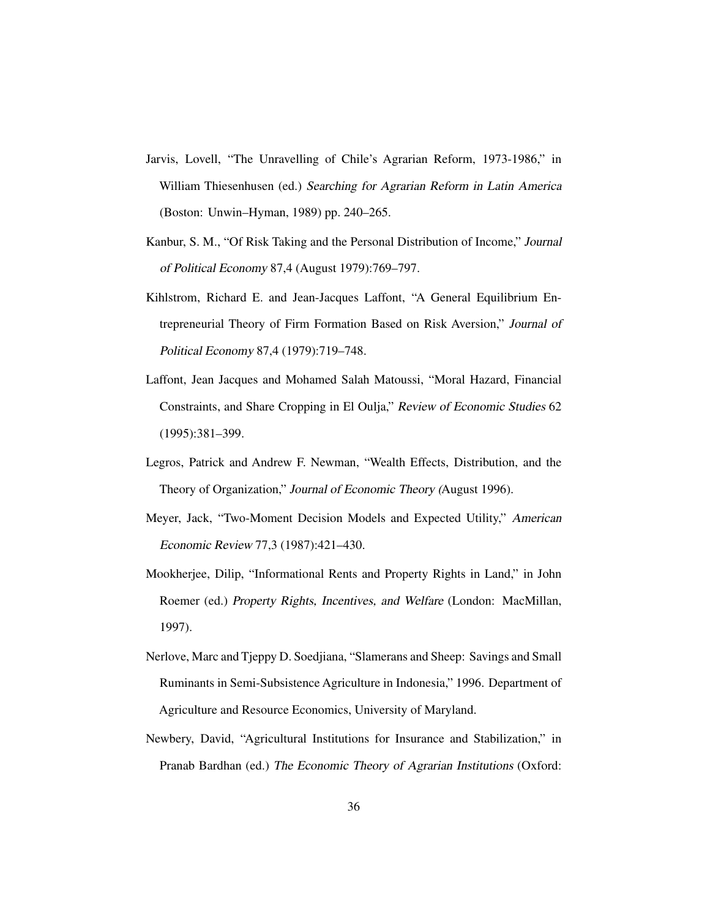Jarvis, Lovell, "The Unravelling of Chile's Agrarian Reform, 1973-1986," in William Thiesenhusen (ed.) *Searching for Agrarian Reform in Latin America* (Boston: Unwin–Hyman, 1989) pp. 240–265.

Kanbur, S. M., "Of Risk Taking and the Personal Distribution of Income," *Journal of Political Economy* 87,4 (August 1979):769–797.

Kihlstrom, Richard E. and Jean-Jacques Laffont, "A General Equilibrium Entrepreneurial Theory of Firm Formation Based on Risk Aversion," *Journal of Political Economy* 87,4 (1979):719–748.

Laffont, Jean Jacques and Mohamed Salah Matoussi, "Moral Hazard, Financial Constraints, and Share Cropping in El Oulja," *Review of Economic Studies* 62 (1995):381–399.

Legros, Patrick and Andrew F. Newman, "Wealth Effects, Distribution, and the Theory of Organization," *Journal of Economic Theory (*August 1996).

Meyer, Jack, "Two-Moment Decision Models and Expected Utility," *American Economic Review* 77,3 (1987):421–430.

Mookherjee, Dilip, "Informational Rents and Property Rights in Land," in John Roemer (ed.) *Property Rights, Incentives, and Welfare* (London: MacMillan, 1997).

Nerlove, Marc and Tjeppy D. Soedjiana, "Slamerans and Sheep: Savings and Small Ruminants in Semi-Subsistence Agriculture in Indonesia," 1996. Department of Agriculture and Resource Economics, University of Maryland.

Newbery, David, "Agricultural Institutions for Insurance and Stabilization," in Pranab Bardhan (ed.) *The Economic Theory of Agrarian Institutions* (Oxford: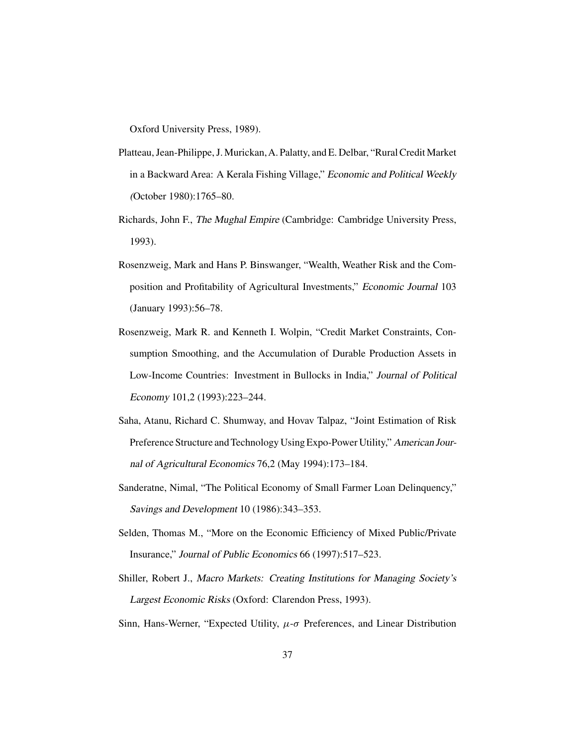Oxford University Press, 1989).

Platteau, Jean-Philippe, J. Murickan, A. Palatty, and E. Delbar, "Rural Credit Market in a Backward Area: A Kerala Fishing Village," *Economic and Political Weekly (*October 1980):1765–80.

Richards, John F., *The Mughal Empire* (Cambridge: Cambridge University Press, 1993).

Rosenzweig, Mark and Hans P. Binswanger, "Wealth, Weather Risk and the Composition and Profitability of Agricultural Investments," *Economic Journal* 103 (January 1993):56–78.

Rosenzweig, Mark R. and Kenneth I. Wolpin, "Credit Market Constraints, Consumption Smoothing, and the Accumulation of Durable Production Assets in Low-Income Countries: Investment in Bullocks in India," *Journal of Political Economy* 101,2 (1993):223–244.

Saha, Atanu, Richard C. Shumway, and Hovav Talpaz, "Joint Estimation of Risk Preference Structure and Technology Using Expo-Power Utility," *American Journal of Agricultural Economics* 76,2 (May 1994):173–184.

Sanderatne, Nimal, "The Political Economy of Small Farmer Loan Delinquency," *Savings and Development* 10 (1986):343–353.

Selden, Thomas M., "More on the Economic Efficiency of Mixed Public/Private Insurance," *Journal of Public Economics* 66 (1997):517–523.

Shiller, Robert J., *Macro Markets: Creating Institutions for Managing Society's Largest Economic Risks* (Oxford: Clarendon Press, 1993).

Sinn, Hans-Werner, "Expected Utility, $\mu$-$\sigma$ Preferences, and Linear Distribution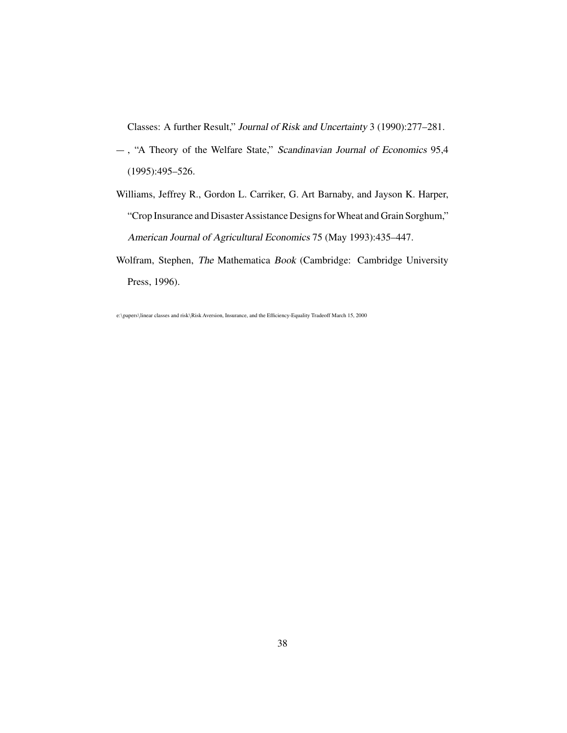Classes: A further Result," *Journal of Risk and Uncertainty* 3 (1990):277–281.

— , "A Theory of the Welfare State," *Scandinavian Journal of Economics* 95,4 (1995):495–526.

Williams, Jeffrey R., Gordon L. Carriker, G. Art Barnaby, and Jayson K. Harper, "Crop Insurance and Disaster Assistance Designs for Wheat and Grain Sorghum," *American Journal of Agricultural Economics* 75 (May 1993):435–447.

Wolfram, Stephen, *The* Mathematica *Book* (Cambridge: Cambridge University Press, 1996).

e:\papers\linear classes and risk\Risk Aversion, Insurance, and the Efficiency-Equality Tradeoff March 15, 2000